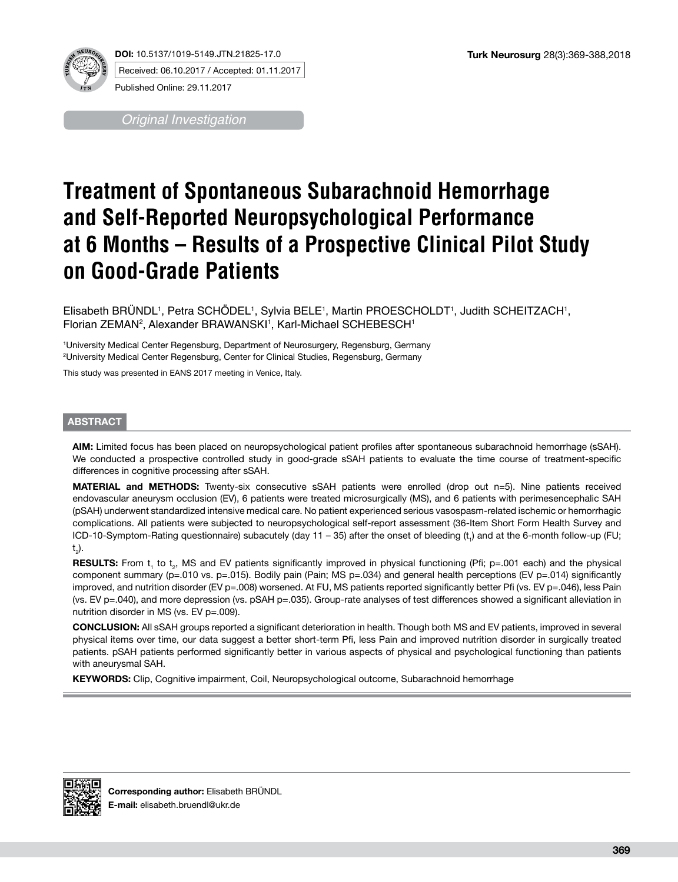DOI: 10.5137/1019-5149.JTN.21825-17.0

Received: 06.10.2017 / Accepted: 01.11.2017

Published Online: 29.11.2017

*Original Investigation*

# Treatment of Spontaneous Subarachnoid Hemorrhage and Self-Reported Neuropsychological Performance at 6 Months – Results of a Prospective Clinical Pilot Study on Good-Grade Patients

Elisabeth BRÜNDL[1], Petra SCHÖDEL[1], Sylvia BELE[1], Martin PROESCHOLDT[1], Judith SCHEITZACH[1], Florian ZEMAN[2], Alexander BRAWANSKI[1], Karl-Michael SCHEBESCH[1]

[1]University Medical Center Regensburg, Department of Neurosurgery, Regensburg, Germany

[2]University Medical Center Regensburg, Center for Clinical Studies, Regensburg, Germany

This study was presented in EANS 2017 meeting in Venice, Italy.

## ABSTRACT

**AIM:** Limited focus has been placed on neuropsychological patient profiles after spontaneous subarachnoid hemorrhage (sSAH). We conducted a prospective controlled study in good-grade sSAH patients to evaluate the time course of treatment-specific differences in cognitive processing after sSAH.

**MATERIAL and METHODS:** Twenty-six consecutive sSAH patients were enrolled (drop out n=5). Nine patients received endovascular aneurysm occlusion (EV), 6 patients were treated microsurgically (MS), and 6 patients with perimesencephalic SAH (pSAH) underwent standardized intensive medical care. No patient experienced serious vasospasm-related ischemic or hemorrhagic complications. All patients were subjected to neuropsychological self-report assessment (36-Item Short Form Health Survey and ICD-10-Symptom-Rating questionnaire) subacutely (day 11 – 35) after the onset of bleeding ($t_1$) and at the 6-month follow-up (FU; $t_2$).

**RESULTS:** From $t_1$ to $t_2$, MS and EV patients significantly improved in physical functioning (Pfi; p=.001 each) and the physical component summary (p=.010 vs. p=.015). Bodily pain (Pain; MS p=.034) and general health perceptions (EV p=.014) significantly improved, and nutrition disorder (EV p=.008) worsened. At FU, MS patients reported significantly better Pfi (vs. EV p=.046), less Pain (vs. EV p=.040), and more depression (vs. pSAH p=.035). Group-rate analyses of test differences showed a significant alleviation in nutrition disorder in MS (vs. EV p=.009).

**CONCLUSION:** All sSAH groups reported a significant deterioration in health. Though both MS and EV patients, improved in several physical items over time, our data suggest a better short-term Pfi, less Pain and improved nutrition disorder in surgically treated patients. pSAH patients performed significantly better in various aspects of physical and psychological functioning than patients with aneurysmal SAH.

**KEYWORDS:** Clip, Cognitive impairment, Coil, Neuropsychological outcome, Subarachnoid hemorrhage

**Corresponding author:** Elisabeth BRÜNDL
**E-mail:** elisabeth.bruendl@ukr.de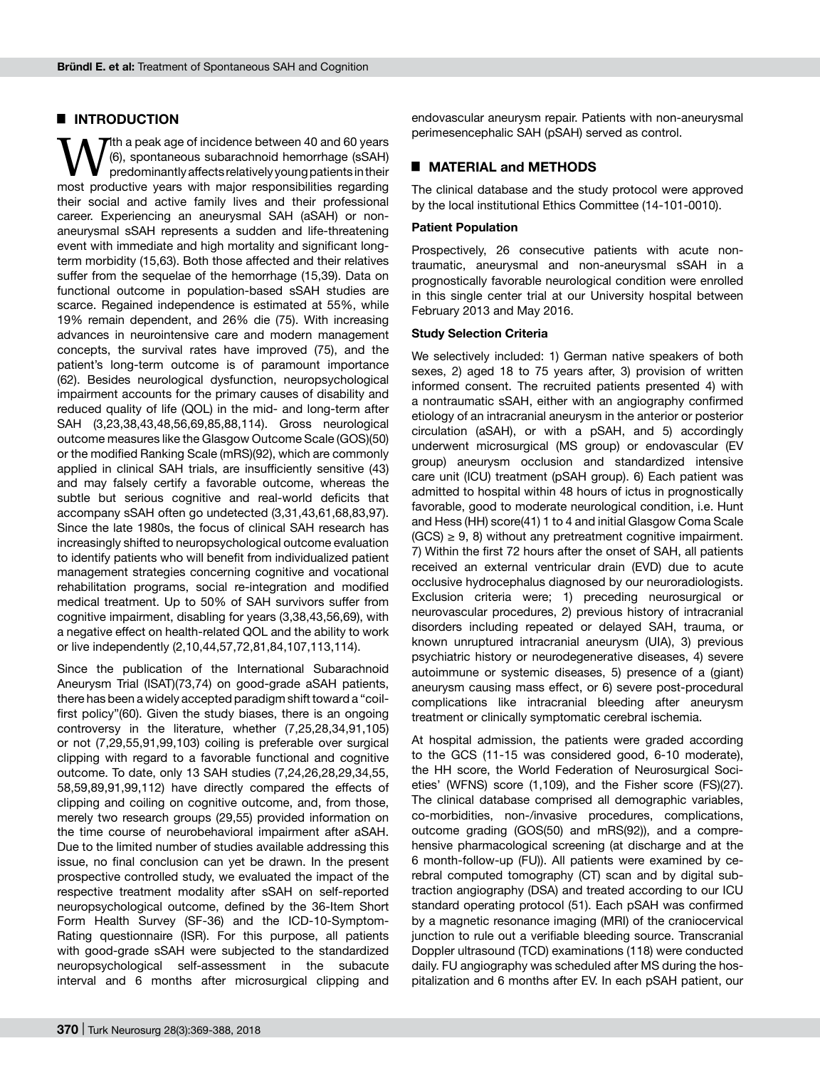## INTRODUCTION

With a peak age of incidence between 40 and 60 years (6), spontaneous subarachnoid hemorrhage (sSAH) predominantly affects relatively young patients in their most productive years with major responsibilities regarding their social and active family lives and their professional career. Experiencing an aneurysmal SAH (aSAH) or non-aneurysmal sSAH represents a sudden and life-threatening event with immediate and high mortality and significant long-term morbidity (15,63). Both those affected and their relatives suffer from the sequelae of the hemorrhage (15,39). Data on functional outcome in population-based sSAH studies are scarce. Regained independence is estimated at 55%, while 19% remain dependent, and 26% die (75). With increasing advances in neurointensive care and modern management concepts, the survival rates have improved (75), and the patient's long-term outcome is of paramount importance (62). Besides neurological dysfunction, neuropsychological impairment accounts for the primary causes of disability and reduced quality of life (QOL) in the mid- and long-term after SAH (3,23,38,43,48,56,69,85,88,114). Gross neurological outcome measures like the Glasgow Outcome Scale (GOS)(50) or the modified Ranking Scale (mRS)(92), which are commonly applied in clinical SAH trials, are insufficiently sensitive (43) and may falsely certify a favorable outcome, whereas the subtle but serious cognitive and real-world deficits that accompany sSAH often go undetected (3,31,43,61,68,83,97). Since the late 1980s, the focus of clinical SAH research has increasingly shifted to neuropsychological outcome evaluation to identify patients who will benefit from individualized patient management strategies concerning cognitive and vocational rehabilitation programs, social re-integration and modified medical treatment. Up to 50% of SAH survivors suffer from cognitive impairment, disabling for years (3,38,43,56,69), with a negative effect on health-related QOL and the ability to work or live independently (2,10,44,57,72,81,84,107,113,114).

Since the publication of the International Subarachnoid Aneurysm Trial (ISAT)(73,74) on good-grade aSAH patients, there has been a widely accepted paradigm shift toward a "coil-first policy"(60). Given the study biases, there is an ongoing controversy in the literature, whether (7,25,28,34,91,105) or not (7,29,55,91,99,103) coiling is preferable over surgical clipping with regard to a favorable functional and cognitive outcome. To date, only 13 SAH studies (7,24,26,28,29,34,55,58,59,89,91,99,112) have directly compared the effects of clipping and coiling on cognitive outcome, and, from those, merely two research groups (29,55) provided information on the time course of neurobehavioral impairment after aSAH. Due to the limited number of studies available addressing this issue, no final conclusion can yet be drawn. In the present prospective controlled study, we evaluated the impact of the respective treatment modality after sSAH on self-reported neuropsychological outcome, defined by the 36-Item Short Form Health Survey (SF-36) and the ICD-10-Symptom-Rating questionnaire (ISR). For this purpose, all patients with good-grade sSAH were subjected to the standardized neuropsychological self-assessment in the subacute interval and 6 months after microsurgical clipping and endovascular aneurysm repair. Patients with non-aneurysmal perimesencephalic SAH (pSAH) served as control.

## MATERIAL and METHODS

The clinical database and the study protocol were approved by the local institutional Ethics Committee (14-101-0010).

### Patient Population

Prospectively, 26 consecutive patients with acute non-traumatic, aneurysmal and non-aneurysmal sSAH in a prognostically favorable neurological condition were enrolled in this single center trial at our University hospital between February 2013 and May 2016.

### Study Selection Criteria

We selectively included: 1) German native speakers of both sexes, 2) aged 18 to 75 years after, 3) provision of written informed consent. The recruited patients presented 4) with a nontraumatic sSAH, either with an angiography confirmed etiology of an intracranial aneurysm in the anterior or posterior circulation (aSAH), or with a pSAH, and 5) accordingly underwent microsurgical (MS group) or endovascular (EV group) aneurysm occlusion and standardized intensive care unit (ICU) treatment (pSAH group). 6) Each patient was admitted to hospital within 48 hours of ictus in prognostically favorable, good to moderate neurological condition, i.e. Hunt and Hess (HH) score(41) 1 to 4 and initial Glasgow Coma Scale (GCS) ≥ 9, 8) without any pretreatment cognitive impairment. 7) Within the first 72 hours after the onset of SAH, all patients received an external ventricular drain (EVD) due to acute occlusive hydrocephalus diagnosed by our neuroradiologists. Exclusion criteria were; 1) preceding neurosurgical or neurovascular procedures, 2) previous history of intracranial disorders including repeated or delayed SAH, trauma, or known unruptured intracranial aneurysm (UIA), 3) previous psychiatric history or neurodegenerative diseases, 4) severe autoimmune or systemic diseases, 5) presence of a (giant) aneurysm causing mass effect, or 6) severe post-procedural complications like intracranial bleeding after aneurysm treatment or clinically symptomatic cerebral ischemia.

At hospital admission, the patients were graded according to the GCS (11-15 was considered good, 6-10 moderate), the HH score, the World Federation of Neurosurgical Societies' (WFNS) score (1,109), and the Fisher score (FS)(27). The clinical database comprised all demographic variables, co-morbidities, non-/invasive procedures, complications, outcome grading (GOS(50) and mRS(92)), and a comprehensive pharmacological screening (at discharge and at the 6 month-follow-up (FU)). All patients were examined by cerebral computed tomography (CT) scan and by digital subtraction angiography (DSA) and treated according to our ICU standard operating protocol (51). Each pSAH was confirmed by a magnetic resonance imaging (MRI) of the craniocervical junction to rule out a verifiable bleeding source. Transcranial Doppler ultrasound (TCD) examinations (118) were conducted daily. FU angiography was scheduled after MS during the hospitalization and 6 months after EV. In each pSAH patient, our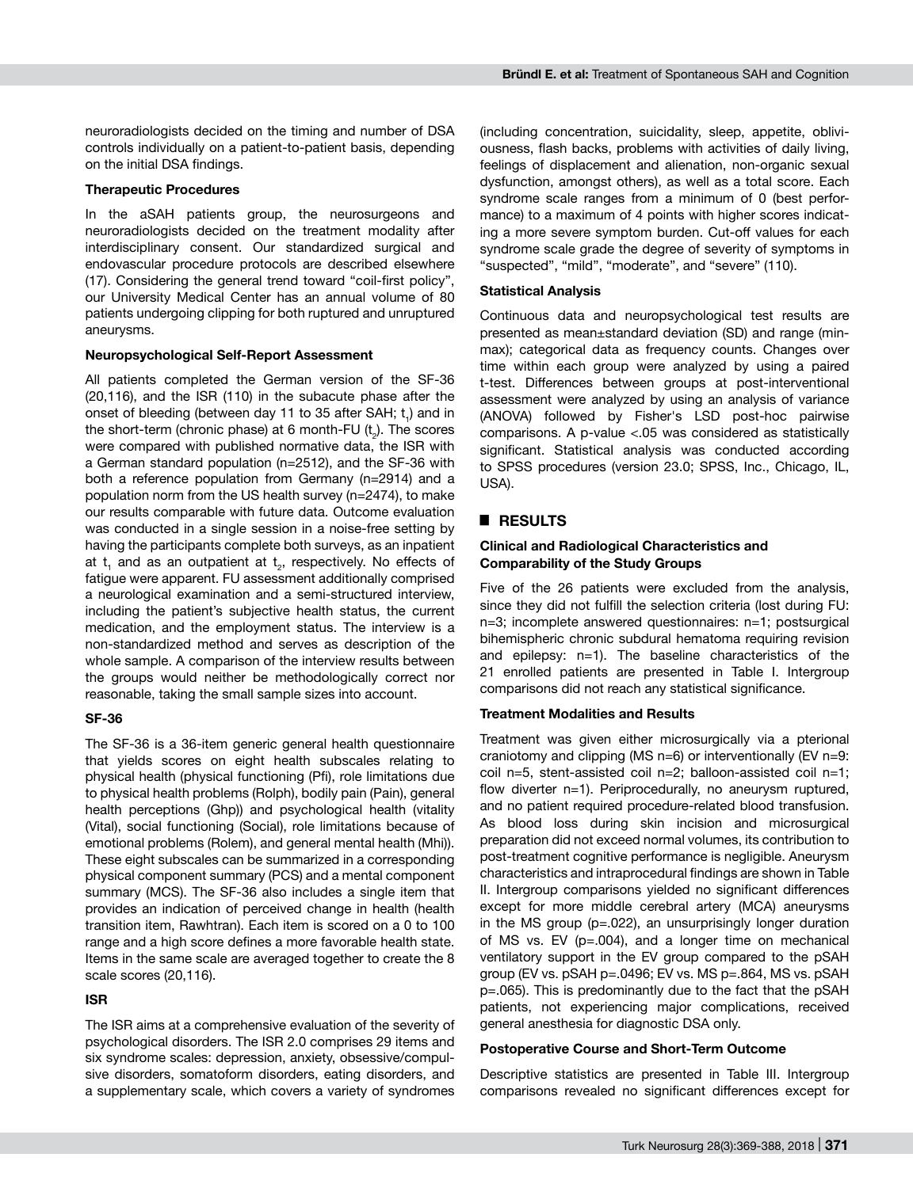neuroradiologists decided on the timing and number of DSA controls individually on a patient-to-patient basis, depending on the initial DSA findings.

**Therapeutic Procedures**

In the aSAH patients group, the neurosurgeons and neuroradiologists decided on the treatment modality after interdisciplinary consent. Our standardized surgical and endovascular procedure protocols are described elsewhere (17). Considering the general trend toward "coil-first policy", our University Medical Center has an annual volume of 80 patients undergoing clipping for both ruptured and unruptured aneurysms.

**Neuropsychological Self-Report Assessment**

All patients completed the German version of the SF-36 (20,116), and the ISR (110) in the subacute phase after the onset of bleeding (between day 11 to 35 after SAH; $t_1$) and in the short-term (chronic phase) at 6 month-FU ($t_2$). The scores were compared with published normative data, the ISR with a German standard population (n=2512), and the SF-36 with both a reference population from Germany (n=2914) and a population norm from the US health survey (n=2474), to make our results comparable with future data. Outcome evaluation was conducted in a single session in a noise-free setting by having the participants complete both surveys, as an inpatient at $t_1$ and as an outpatient at $t_2$, respectively. No effects of fatigue were apparent. FU assessment additionally comprised a neurological examination and a semi-structured interview, including the patient's subjective health status, the current medication, and the employment status. The interview is a non-standardized method and serves as description of the whole sample. A comparison of the interview results between the groups would neither be methodologically correct nor reasonable, taking the small sample sizes into account.

**SF-36**

The SF-36 is a 36-item generic general health questionnaire that yields scores on eight health subscales relating to physical health (physical functioning (Pfi), role limitations due to physical health problems (Rolph), bodily pain (Pain), general health perceptions (Ghp)) and psychological health (vitality (Vital), social functioning (Social), role limitations because of emotional problems (Rolem), and general mental health (Mhi)). These eight subscales can be summarized in a corresponding physical component summary (PCS) and a mental component summary (MCS). The SF-36 also includes a single item that provides an indication of perceived change in health (health transition item, Rawhtran). Each item is scored on a 0 to 100 range and a high score defines a more favorable health state. Items in the same scale are averaged together to create the 8 scale scores (20,116).

**ISR**

The ISR aims at a comprehensive evaluation of the severity of psychological disorders. The ISR 2.0 comprises 29 items and six syndrome scales: depression, anxiety, obsessive/compulsive disorders, somatoform disorders, eating disorders, and a supplementary scale, which covers a variety of syndromes (including concentration, suicidality, sleep, appetite, obliviousness, flash backs, problems with activities of daily living, feelings of displacement and alienation, non-organic sexual dysfunction, amongst others), as well as a total score. Each syndrome scale ranges from a minimum of 0 (best performance) to a maximum of 4 points with higher scores indicating a more severe symptom burden. Cut-off values for each syndrome scale grade the degree of severity of symptoms in "suspected", "mild", "moderate", and "severe" (110).

**Statistical Analysis**

Continuous data and neuropsychological test results are presented as mean±standard deviation (SD) and range (min-max); categorical data as frequency counts. Changes over time within each group were analyzed by using a paired t-test. Differences between groups at post-interventional assessment were analyzed by using an analysis of variance (ANOVA) followed by Fisher's LSD post-hoc pairwise comparisons. A p-value <.05 was considered as statistically significant. Statistical analysis was conducted according to SPSS procedures (version 23.0; SPSS, Inc., Chicago, IL, USA).

## RESULTS

**Clinical and Radiological Characteristics and Comparability of the Study Groups**

Five of the 26 patients were excluded from the analysis, since they did not fulfill the selection criteria (lost during FU: n=3; incomplete answered questionnaires: n=1; postsurgical bihemispheric chronic subdural hematoma requiring revision and epilepsy: n=1). The baseline characteristics of the 21 enrolled patients are presented in Table I. Intergroup comparisons did not reach any statistical significance.

**Treatment Modalities and Results**

Treatment was given either microsurgically via a pterional craniotomy and clipping (MS n=6) or interventionally (EV n=9: coil n=5, stent-assisted coil n=2; balloon-assisted coil n=1; flow diverter n=1). Periprocedurally, no aneurysm ruptured, and no patient required procedure-related blood transfusion. As blood loss during skin incision and microsurgical preparation did not exceed normal volumes, its contribution to post-treatment cognitive performance is negligible. Aneurysm characteristics and intraprocedural findings are shown in Table II. Intergroup comparisons yielded no significant differences except for more middle cerebral artery (MCA) aneurysms in the MS group (p=.022), an unsurprisingly longer duration of MS vs. EV (p=.004), and a longer time on mechanical ventilatory support in the EV group compared to the pSAH group (EV vs. pSAH p=.0496; EV vs. MS p=.864, MS vs. pSAH p=.065). This is predominantly due to the fact that the pSAH patients, not experiencing major complications, received general anesthesia for diagnostic DSA only.

**Postoperative Course and Short-Term Outcome**

Descriptive statistics are presented in Table III. Intergroup comparisons revealed no significant differences except for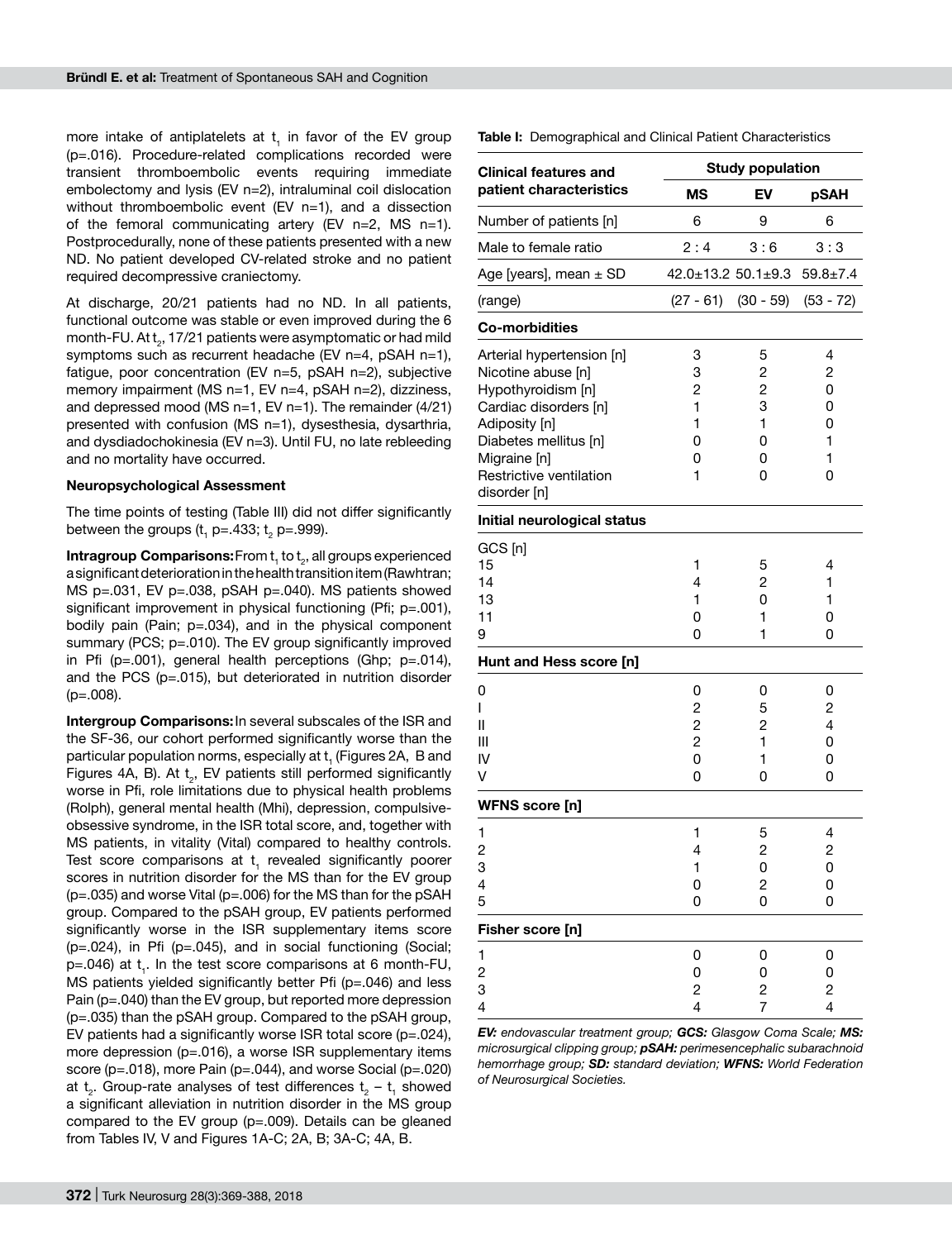more intake of antiplatelets at $t_1$ in favor of the EV group (p=.016). Procedure-related complications recorded were transient thromboembolic events requiring immediate embolectomy and lysis (EV n=2), intraluminal coil dislocation without thromboembolic event (EV n=1), and a dissection of the femoral communicating artery (EV n=2, MS n=1). Postprocedurally, none of these patients presented with a new ND. No patient developed CV-related stroke and no patient required decompressive craniectomy.

At discharge, 20/21 patients had no ND. In all patients, functional outcome was stable or even improved during the 6 month-FU. At $t_2$, 17/21 patients were asymptomatic or had mild symptoms such as recurrent headache (EV n=4, pSAH n=1), fatigue, poor concentration (EV n=5, pSAH n=2), subjective memory impairment (MS n=1, EV n=4, pSAH n=2), dizziness, and depressed mood (MS n=1, EV n=1). The remainder (4/21) presented with confusion (MS n=1), dysesthesia, dysarthria, and dysdiadochokinesia (EV n=3). Until FU, no late rebleeding and no mortality have occurred.

**Neuropsychological Assessment**

The time points of testing (Table III) did not differ significantly between the groups ($t_1$ p=.433; $t_2$ p=.999).

**Intragroup Comparisons:** From $t_1$ to $t_2$, all groups experienced a significant deterioration in the health transition item (Rawhtran; MS p=.031, EV p=.038, pSAH p=.040). MS patients showed significant improvement in physical functioning (Pfi; p=.001), bodily pain (Pain; p=.034), and in the physical component summary (PCS; p=.010). The EV group significantly improved in Pfi (p=.001), general health perceptions (Ghp; p=.014), and the PCS (p=.015), but deteriorated in nutrition disorder (p=.008).

**Intergroup Comparisons:** In several subscales of the ISR and the SF-36, our cohort performed significantly worse than the particular population norms, especially at $t_1$ (Figures 2A, B and Figures 4A, B). At $t_2$, EV patients still performed significantly worse in Pfi, role limitations due to physical health problems (Rolph), general mental health (Mhi), depression, compulsive-obsessive syndrome, in the ISR total score, and, together with MS patients, in vitality (Vital) compared to healthy controls. Test score comparisons at $t_1$ revealed significantly poorer scores in nutrition disorder for the MS than for the EV group (p=.035) and worse Vital (p=.006) for the MS than for the pSAH group. Compared to the pSAH group, EV patients performed significantly worse in the ISR supplementary items score (p=.024), in Pfi (p=.045), and in social functioning (Social; p=.046) at $t_1$. In the test score comparisons at 6 month-FU, MS patients yielded significantly better Pfi (p=.046) and less Pain (p=.040) than the EV group, but reported more depression (p=.035) than the pSAH group. Compared to the pSAH group, EV patients had a significantly worse ISR total score (p=.024), more depression (p=.016), a worse ISR supplementary items score (p=.018), more Pain (p=.044), and worse Social (p=.020) at $t_2$. Group-rate analyses of test differences $t_2 - t_1$ showed a significant alleviation in nutrition disorder in the MS group compared to the EV group (p=.009). Details can be gleaned from Tables IV, V and Figures 1A-C; 2A, B; 3A-C; 4A, B.

**Table I:** Demographical and Clinical Patient Characteristics

| Clinical features and patient characteristics | Study population | | |
|---|---|---|---|
| | **MS** | **EV** | **pSAH** |
| Number of patients [n] | 6 | 9 | 6 |
| Male to female ratio | 2 : 4 | 3 : 6 | 3 : 3 |
| Age [years], mean ± SD | 42.0±13.2 | 50.1±9.3 | 59.8±7.4 |
| (range) | (27 - 61) | (30 - 59) | (53 - 72) |
| **Co-morbidities** | | | |
| Arterial hypertension [n] | 3 | 5 | 4 |
| Nicotine abuse [n] | 3 | 2 | 2 |
| Hypothyroidism [n] | 2 | 2 | 0 |
| Cardiac disorders [n] | 1 | 3 | 0 |
| Adiposity [n] | 1 | 1 | 0 |
| Diabetes mellitus [n] | 0 | 0 | 1 |
| Migraine [n] | 0 | 0 | 1 |
| Restrictive ventilation disorder [n] | 1 | 0 | 0 |
| **Initial neurological status** | | | |
| GCS [n] | | | |
| 15 | 1 | 5 | 4 |
| 14 | 4 | 2 | 1 |
| 13 | 1 | 0 | 1 |
| 11 | 0 | 1 | 0 |
| 9 | 0 | 1 | 0 |
| **Hunt and Hess score [n]** | | | |
| 0 | 0 | 0 | 0 |
| I | 2 | 5 | 2 |
| II | 2 | 2 | 4 |
| III | 2 | 1 | 0 |
| IV | 0 | 1 | 0 |
| V | 0 | 0 | 0 |
| **WFNS score [n]** | | | |
| 1 | 1 | 5 | 4 |
| 2 | 4 | 2 | 2 |
| 3 | 1 | 0 | 0 |
| 4 | 0 | 2 | 0 |
| 5 | 0 | 0 | 0 |
| **Fisher score [n]** | | | |
| 1 | 0 | 0 | 0 |
| 2 | 0 | 0 | 0 |
| 3 | 2 | 2 | 2 |
| 4 | 4 | 7 | 4 |

***EV:** endovascular treatment group; **GCS:** Glasgow Coma Scale; **MS:** microsurgical clipping group; **pSAH:** perimesencephalic subarachnoid hemorrhage group; **SD:** standard deviation; **WFNS:** World Federation of Neurosurgical Societies.*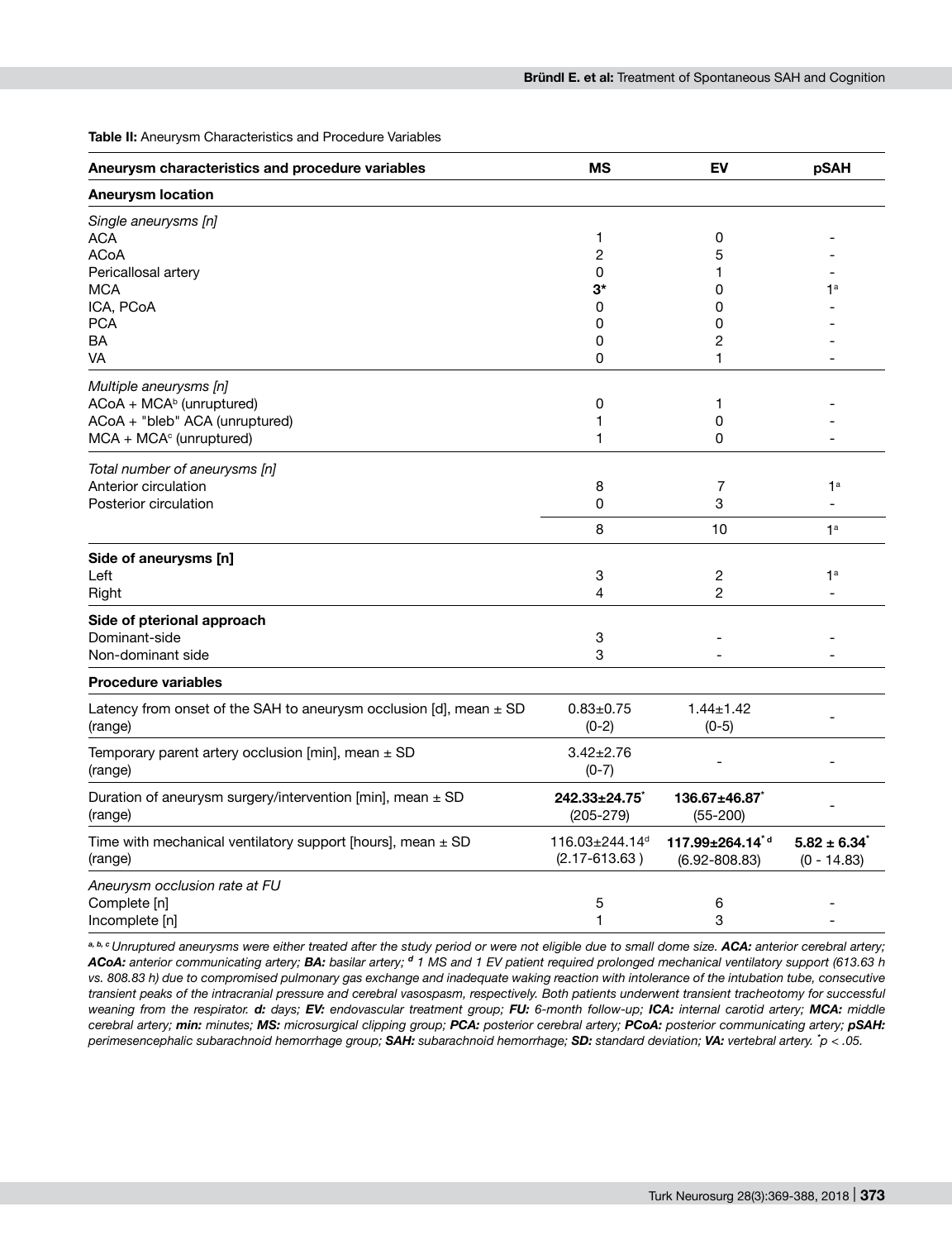**Table II:** Aneurysm Characteristics and Procedure Variables

| Aneurysm characteristics and procedure variables | MS | EV | pSAH |
|---|---|---|---|
| **Aneurysm location** | | | |
| *Single aneurysms [n]* | | | |
| ACA | 1 | 0 | - |
| ACoA | 2 | 5 | - |
| Pericallosal artery | 0 | 1 | - |
| MCA | **3*** | 0 | 1[a] |
| ICA, PCoA | 0 | 0 | - |
| PCA | 0 | 0 | - |
| BA | 0 | 2 | - |
| VA | 0 | 1 | - |
| *Multiple aneurysms [n]* | | | |
| ACoA + MCA[b] (unruptured) | 0 | 1 | - |
| ACoA + "bleb" ACA (unruptured) | 1 | 0 | - |
| MCA + MCA[c] (unruptured) | 1 | 0 | - |
| *Total number of aneurysms [n]* | | | |
| Anterior circulation | 8 | 7 | 1[a] |
| Posterior circulation | 0 | 3 | - |
| | 8 | 10 | 1[a] |
| **Side of aneurysms [n]** | | | |
| Left | 3 | 2 | 1[a] |
| Right | 4 | 2 | - |
| **Side of pterional approach** | | | |
| Dominant-side | 3 | - | - |
| Non-dominant side | 3 | - | - |
| **Procedure variables** | | | |
| Latency from onset of the SAH to aneurysm occlusion [d], mean ± SD (range) | 0.83±0.75 (0-2) | 1.44±1.42 (0-5) | - |
| Temporary parent artery occlusion [min], mean ± SD (range) | 3.42±2.76 (0-7) | - | - |
| Duration of aneurysm surgery/intervention [min], mean ± SD (range) | **242.33±24.75*** (205-279) | **136.67±46.87*** (55-200) | - |
| Time with mechanical ventilatory support [hours], mean ± SD (range) | 116.03±244.14[d] (2.17-613.63 ) | **117.99±264.14*** [d] (6.92-808.83) | **5.82 ± 6.34*** (0 - 14.83) |
| *Aneurysm occlusion rate at FU* | | | |
| Complete [n] | 5 | 6 | - |
| Incomplete [n] | 1 | 3 | - |

*[a, b, c] Unruptured aneurysms were either treated after the study period or were not eligible due to small dome size. **ACA:** anterior cerebral artery; **ACoA:** anterior communicating artery; **BA:** basilar artery; [d] 1 MS and 1 EV patient required prolonged mechanical ventilatory support (613.63 h vs. 808.83 h) due to compromised pulmonary gas exchange and inadequate waking reaction with intolerance of the intubation tube, consecutive transient peaks of the intracranial pressure and cerebral vasospasm, respectively. Both patients underwent transient tracheotomy for successful weaning from the respirator. **d:** days; **EV:** endovascular treatment group; **FU:** 6-month follow-up; **ICA:** internal carotid artery; **MCA:** middle cerebral artery; **min:** minutes; **MS:** microsurgical clipping group; **PCA:** posterior cerebral artery; **PCoA:** posterior communicating artery; **pSAH:** perimesencephalic subarachnoid hemorrhage group; **SAH:** subarachnoid hemorrhage; **SD:** standard deviation; **VA:** vertebral artery. * $p < .05$.*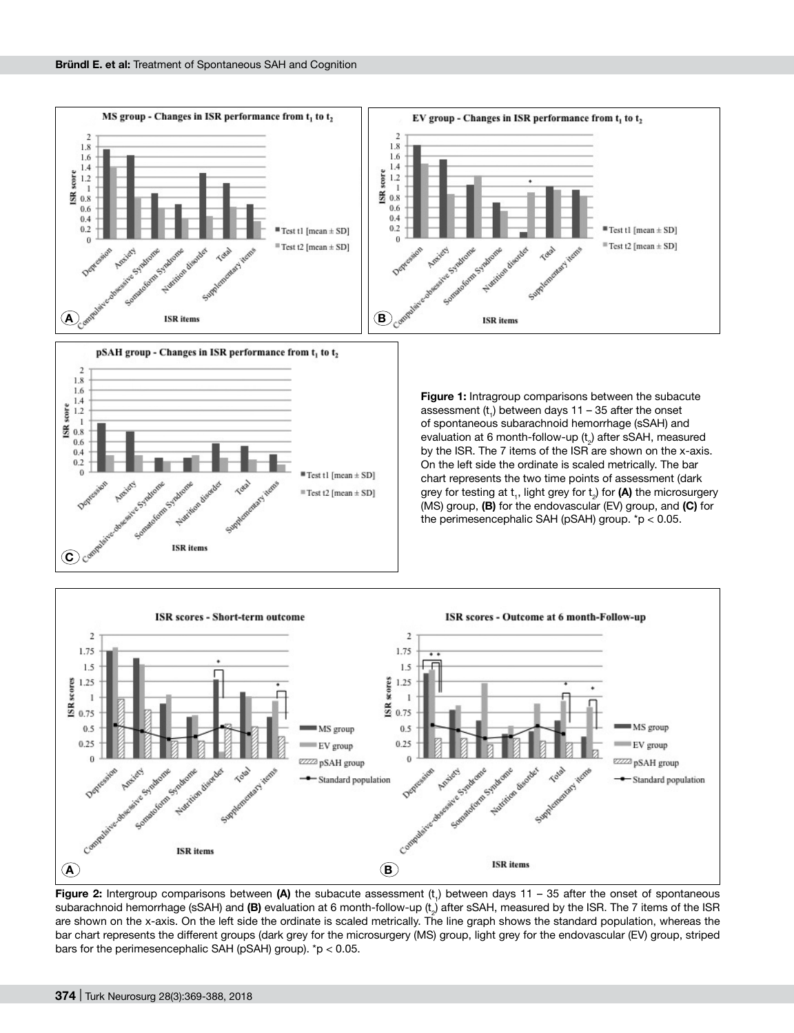**Figure 1:** Intragroup comparisons between the subacute assessment ($t_1$) between days 11 – 35 after the onset of spontaneous subarachnoid hemorrhage (sSAH) and evaluation at 6 month-follow-up ($t_2$) after sSAH, measured by the ISR. The 7 items of the ISR are shown on the x-axis. On the left side the ordinate is scaled metrically. The bar chart represents the two time points of assessment (dark grey for testing at $t_1$, light grey for $t_2$) for **(A)** the microsurgery (MS) group, **(B)** for the endovascular (EV) group, and **(C)** for the perimesencephalic SAH (pSAH) group. *$p < 0.05$.

**Figure 2:** Intergroup comparisons between **(A)** the subacute assessment ($t_1$) between days 11 – 35 after the onset of spontaneous subarachnoid hemorrhage (sSAH) and **(B)** evaluation at 6 month-follow-up ($t_2$) after sSAH, measured by the ISR. The 7 items of the ISR are shown on the x-axis. On the left side the ordinate is scaled metrically. The line graph shows the standard population, whereas the bar chart represents the different groups (dark grey for the microsurgery (MS) group, light grey for the endovascular (EV) group, striped bars for the perimesencephalic SAH (pSAH) group). *$p < 0.05$.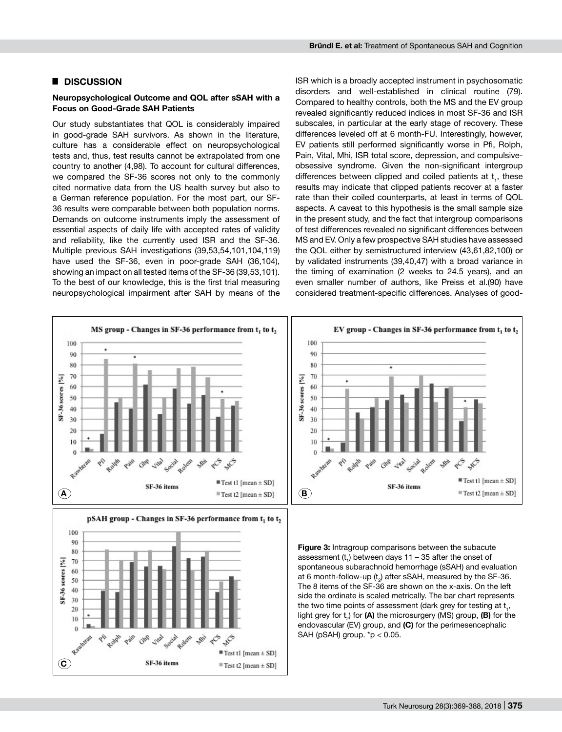## DISCUSSION

### Neuropsychological Outcome and QOL after sSAH with a Focus on Good-Grade SAH Patients

Our study substantiates that QOL is considerably impaired in good-grade SAH survivors. As shown in the literature, culture has a considerable effect on neuropsychological tests and, thus, test results cannot be extrapolated from one country to another (4,98). To account for cultural differences, we compared the SF-36 scores not only to the commonly cited normative data from the US health survey but also to a German reference population. For the most part, our SF-36 results were comparable between both population norms. Demands on outcome instruments imply the assessment of essential aspects of daily life with accepted rates of validity and reliability, like the currently used ISR and the SF-36. Multiple previous SAH investigations (39,53,54,101,104,119) have used the SF-36, even in poor-grade SAH (36,104), showing an impact on all tested items of the SF-36 (39,53,101). To the best of our knowledge, this is the first trial measuring neuropsychological impairment after SAH by means of the ISR which is a broadly accepted instrument in psychosomatic disorders and well-established in clinical routine (79). Compared to healthy controls, both the MS and the EV group revealed significantly reduced indices in most SF-36 and ISR subscales, in particular at the early stage of recovery. These differences leveled off at 6 month-FU. Interestingly, however, EV patients still performed significantly worse in Pfi, Rolph, Pain, Vital, Mhi, ISR total score, depression, and compulsive-obsessive syndrome. Given the non-significant intergroup differences between clipped and coiled patients at $t_1$, these results may indicate that clipped patients recover at a faster rate than their coiled counterparts, at least in terms of QOL aspects. A caveat to this hypothesis is the small sample size in the present study, and the fact that intergroup comparisons of test differences revealed no significant differences between MS and EV. Only a few prospective SAH studies have assessed the QOL either by semistructured interview (43,61,82,100) or by validated instruments (39,40,47) with a broad variance in the timing of examination (2 weeks to 24.5 years), and an even smaller number of authors, like Preiss et al.(90) have considered treatment-specific differences. Analyses of good-

**Figure 3:** Intragroup comparisons between the subacute assessment ($t_1$) between days 11 – 35 after the onset of spontaneous subarachnoid hemorrhage (sSAH) and evaluation at 6 month-follow-up ($t_2$) after sSAH, measured by the SF-36. The 8 items of the SF-36 are shown on the x-axis. On the left side the ordinate is scaled metrically. The bar chart represents the two time points of assessment (dark grey for testing at $t_1$, light grey for $t_2$) for **(A)** the microsurgery (MS) group, **(B)** for the endovascular (EV) group, and **(C)** for the perimesencephalic SAH (pSAH) group. *p < 0.05.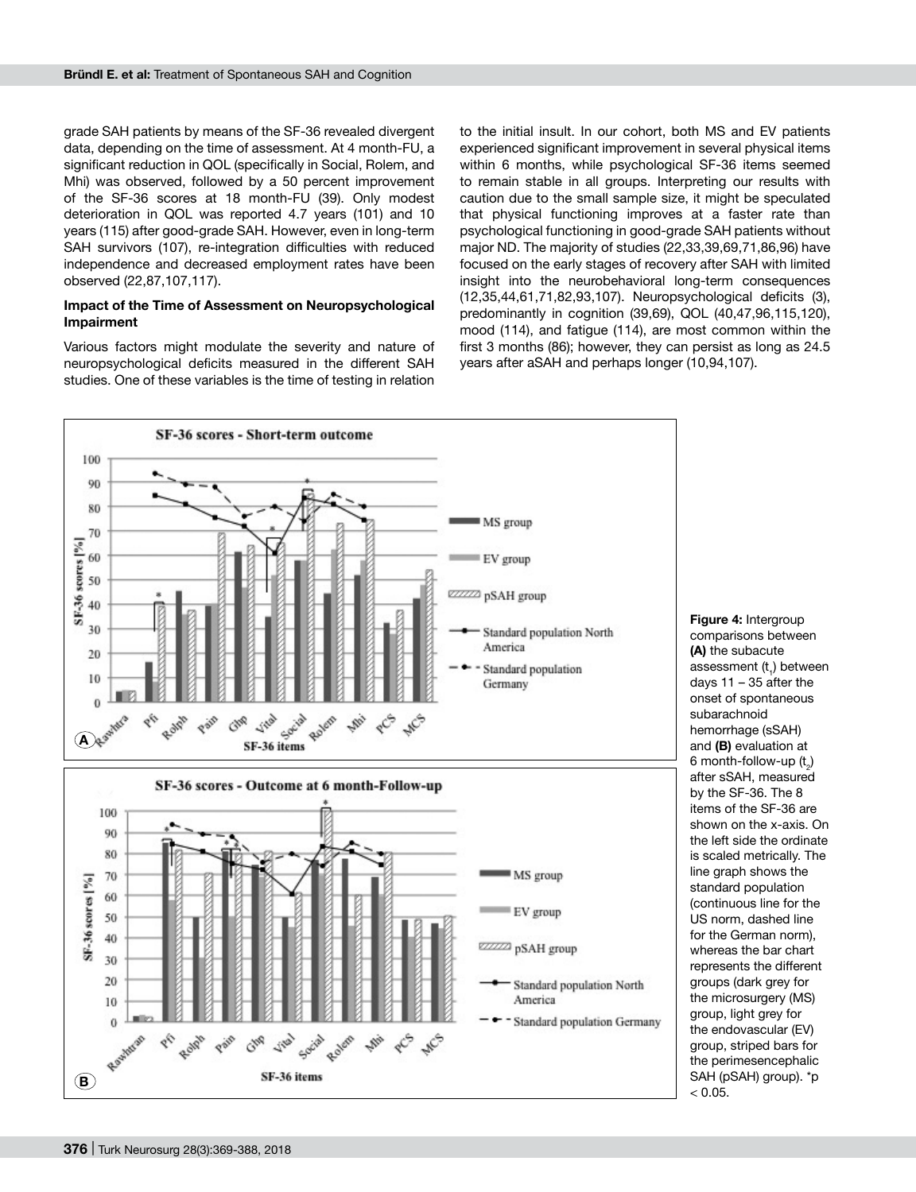grade SAH patients by means of the SF-36 revealed divergent data, depending on the time of assessment. At 4 month-FU, a significant reduction in QOL (specifically in Social, Rolem, and Mhi) was observed, followed by a 50 percent improvement of the SF-36 scores at 18 month-FU (39). Only modest deterioration in QOL was reported 4.7 years (101) and 10 years (115) after good-grade SAH. However, even in long-term SAH survivors (107), re-integration difficulties with reduced independence and decreased employment rates have been observed (22,87,107,117).

### Impact of the Time of Assessment on Neuropsychological Impairment

Various factors might modulate the severity and nature of neuropsychological deficits measured in the different SAH studies. One of these variables is the time of testing in relation to the initial insult. In our cohort, both MS and EV patients experienced significant improvement in several physical items within 6 months, while psychological SF-36 items seemed to remain stable in all groups. Interpreting our results with caution due to the small sample size, it might be speculated that physical functioning improves at a faster rate than psychological functioning in good-grade SAH patients without major ND. The majority of studies (22,33,39,69,71,86,96) have focused on the early stages of recovery after SAH with limited insight into the neurobehavioral long-term consequences (12,35,44,61,71,82,93,107). Neuropsychological deficits (3), predominantly in cognition (39,69), QOL (40,47,96,115,120), mood (114), and fatigue (114), are most common within the first 3 months (86); however, they can persist as long as 24.5 years after aSAH and perhaps longer (10,94,107).

**Figure 4:** Intergroup comparisons between **(A)** the subacute assessment ($t_1$) between days 11 – 35 after the onset of spontaneous subarachnoid hemorrhage (sSAH) and **(B)** evaluation at 6 month-follow-up ($t_2$) after sSAH, measured by the SF-36. The 8 items of the SF-36 are shown on the x-axis. On the left side the ordinate is scaled metrically. The line graph shows the standard population (continuous line for the US norm, dashed line for the German norm), whereas the bar chart represents the different groups (dark grey for the microsurgery (MS) group, light grey for the endovascular (EV) group, striped bars for the perimesencephalic SAH (pSAH) group). *$p < 0.05$.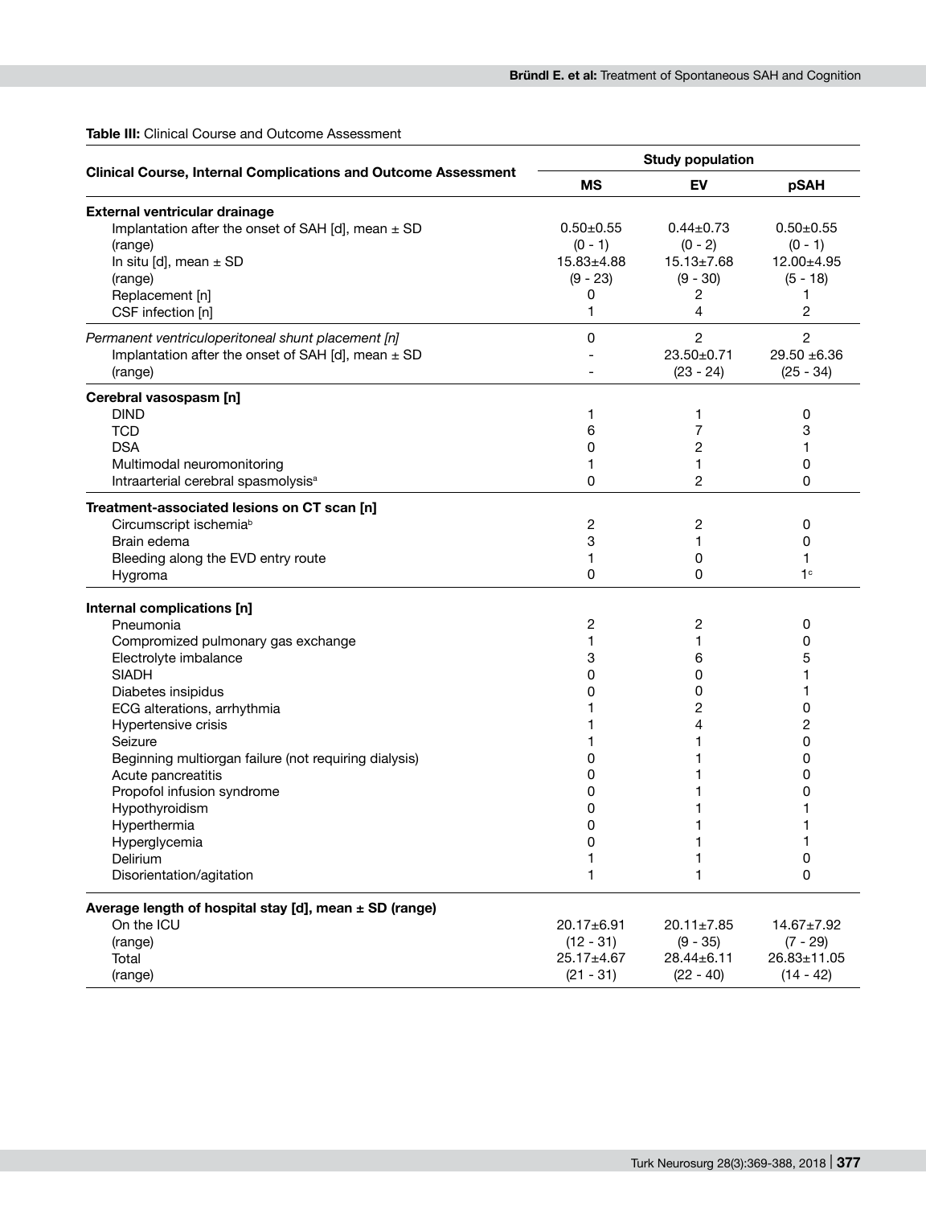**Table III:** Clinical Course and Outcome Assessment

| Clinical Course, Internal Complications and Outcome Assessment | Study population | | |
|---|---|---|---|
| | **MS** | **EV** | **pSAH** |
| **External ventricular drainage** | | | |
| Implantation after the onset of SAH [d], mean ± SD | 0.50±0.55 | 0.44±0.73 | 0.50±0.55 |
| (range) | (0 - 1) | (0 - 2) | (0 - 1) |
| In situ [d], mean ± SD | 15.83±4.88 | 15.13±7.68 | 12.00±4.95 |
| (range) | (9 - 23) | (9 - 30) | (5 - 18) |
| Replacement [n] | 0 | 2 | 1 |
| CSF infection [n] | 1 | 4 | 2 |
| *Permanent ventriculoperitoneal shunt placement [n]* | 0 | 2 | 2 |
| Implantation after the onset of SAH [d], mean ± SD | - | 23.50±0.71 | 29.50 ±6.36 |
| (range) | - | (23 - 24) | (25 - 34) |
| **Cerebral vasospasm [n]** | | | |
| DIND | 1 | 1 | 0 |
| TCD | 6 | 7 | 3 |
| DSA | 0 | 2 | 1 |
| Multimodal neuromonitoring | 1 | 1 | 0 |
| Intraarterial cerebral spasmolysis[a] | 0 | 2 | 0 |
| **Treatment-associated lesions on CT scan [n]** | | | |
| Circumscript ischemia[b] | 2 | 2 | 0 |
| Brain edema | 3 | 1 | 0 |
| Bleeding along the EVD entry route | 1 | 0 | 1 |
| Hygroma | 0 | 0 | 1[c] |
| **Internal complications [n]** | | | |
| Pneumonia | 2 | 2 | 0 |
| Compromized pulmonary gas exchange | 1 | 1 | 0 |
| Electrolyte imbalance | 3 | 6 | 5 |
| SIADH | 0 | 0 | 1 |
| Diabetes insipidus | 0 | 0 | 1 |
| ECG alterations, arrhythmia | 1 | 2 | 0 |
| Hypertensive crisis | 1 | 4 | 2 |
| Seizure | 1 | 1 | 0 |
| Beginning multiorgan failure (not requiring dialysis) | 0 | 1 | 0 |
| Acute pancreatitis | 0 | 1 | 0 |
| Propofol infusion syndrome | 0 | 1 | 0 |
| Hypothyroidism | 0 | 1 | 1 |
| Hyperthermia | 0 | 1 | 1 |
| Hyperglycemia | 0 | 1 | 1 |
| Delirium | 1 | 1 | 0 |
| Disorientation/agitation | 1 | 1 | 0 |
| **Average length of hospital stay [d], mean ± SD (range)** | | | |
| On the ICU | 20.17±6.91 | 20.11±7.85 | 14.67±7.92 |
| (range) | (12 - 31) | (9 - 35) | (7 - 29) |
| Total | 25.17±4.67 | 28.44±6.11 | 26.83±11.05 |
| (range) | (21 - 31) | (22 - 40) | (14 - 42) |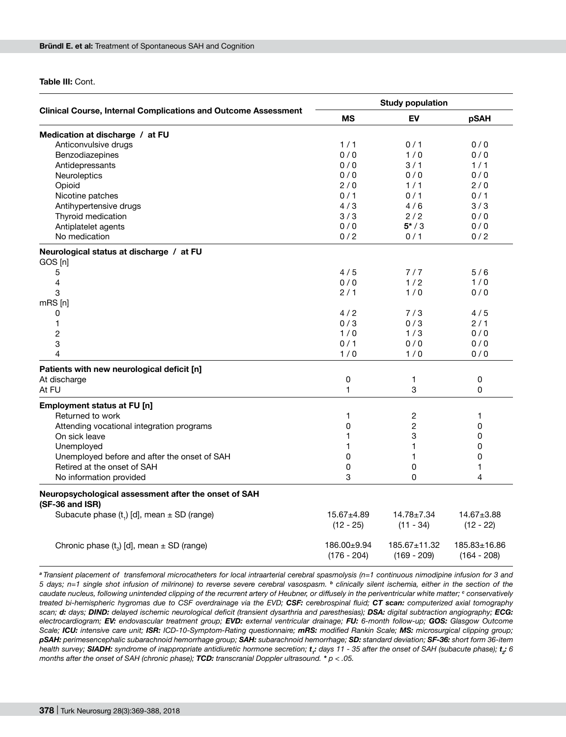**Table III:** Cont.

| Clinical Course, Internal Complications and Outcome Assessment | Study population | | |
|---|---|---|---|
| | MS | EV | pSAH |
| **Medication at discharge / at FU** | | | |
| Anticonvulsive drugs | 1 / 1 | 0 / 1 | 0 / 0 |
| Benzodiazepines | 0 / 0 | 1 / 0 | 0 / 0 |
| Antidepressants | 0 / 0 | 3 / 1 | 1 / 1 |
| Neuroleptics | 0 / 0 | 0 / 0 | 0 / 0 |
| Opioid | 2 / 0 | 1 / 1 | 2 / 0 |
| Nicotine patches | 0 / 1 | 0 / 1 | 0 / 1 |
| Antihypertensive drugs | 4 / 3 | 4 / 6 | 3 / 3 |
| Thyroid medication | 3 / 3 | 2 / 2 | 0 / 0 |
| Antiplatelet agents | 0 / 0 | **5*** / 3 | 0 / 0 |
| No medication | 0 / 2 | 0 / 1 | 0 / 2 |
| **Neurological status at discharge / at FU** | | | |
| GOS [n] | | | |
| 5 | 4 / 5 | 7 / 7 | 5 / 6 |
| 4 | 0 / 0 | 1 / 2 | 1 / 0 |
| 3 | 2 / 1 | 1 / 0 | 0 / 0 |
| mRS [n] | | | |
| 0 | 4 / 2 | 7 / 3 | 4 / 5 |
| 1 | 0 / 3 | 0 / 3 | 2 / 1 |
| 2 | 1 / 0 | 1 / 3 | 0 / 0 |
| 3 | 0 / 1 | 0 / 0 | 0 / 0 |
| 4 | 1 / 0 | 1 / 0 | 0 / 0 |
| **Patients with new neurological deficit [n]** | | | |
| At discharge | 0 | 1 | 0 |
| At FU | 1 | 3 | 0 |
| **Employment status at FU [n]** | | | |
| Returned to work | 1 | 2 | 1 |
| Attending vocational integration programs | 0 | 2 | 0 |
| On sick leave | 1 | 3 | 0 |
| Unemployed | 1 | 1 | 0 |
| Unemployed before and after the onset of SAH | 0 | 1 | 0 |
| Retired at the onset of SAH | 0 | 0 | 1 |
| No information provided | 3 | 0 | 4 |
| **Neuropsychological assessment after the onset of SAH (SF-36 and ISR)** | | | |
| Subacute phase ($t_1$) [d], mean ± SD (range) | 15.67±4.89 (12 - 25) | 14.78±7.34 (11 - 34) | 14.67±3.88 (12 - 22) |
| Chronic phase ($t_2$) [d], mean ± SD (range) | 186.00±9.94 (176 - 204) | 185.67±11.32 (169 - 209) | 185.83±16.86 (164 - 208) |

*[a] Transient placement of transfemoral microcatheters for local intraarterial cerebral spasmolysis (n=1 continuous nimodipine infusion for 3 and 5 days; n=1 single shot infusion of milrinone) to reverse severe cerebral vasospasm. [b] clinically silent ischemia, either in the section of the caudate nucleus, following unintended clipping of the recurrent artery of Heubner, or diffusely in the periventricular white matter; [c] conservatively treated bi-hemispheric hygromas due to CSF overdrainage via the EVD;* ***CSF:*** *cerebrospinal fluid;* ***CT scan:*** *computerized axial tomography scan;* ***d:*** *days;* ***DIND:*** *delayed ischemic neurological deficit (transient dysarthria and paresthesias);* ***DSA:*** *digital subtraction angiography;* ***ECG:*** *electrocardiogram;* ***EV:*** *endovascular treatment group;* ***EVD:*** *external ventricular drainage;* ***FU:*** *6-month follow-up;* ***GOS:*** *Glasgow Outcome Scale;* ***ICU:*** *intensive care unit;* ***ISR:*** *ICD-10-Symptom-Rating questionnaire;* ***mRS:*** *modified Rankin Scale;* ***MS:*** *microsurgical clipping group;* ***pSAH:*** *perimesencephalic subarachnoid hemorrhage group;* ***SAH:*** *subarachnoid hemorrhage;* ***SD:*** *standard deviation;* ***SF-36:*** *short form 36-item health survey;* ***SIADH:*** *syndrome of inappropriate antidiuretic hormone secretion;* ***$t_1$:*** *days 11 - 35 after the onset of SAH (subacute phase);* ***$t_2$:*** *6 months after the onset of SAH (chronic phase);* ***TCD:*** *transcranial Doppler ultrasound. * $p < .05$.*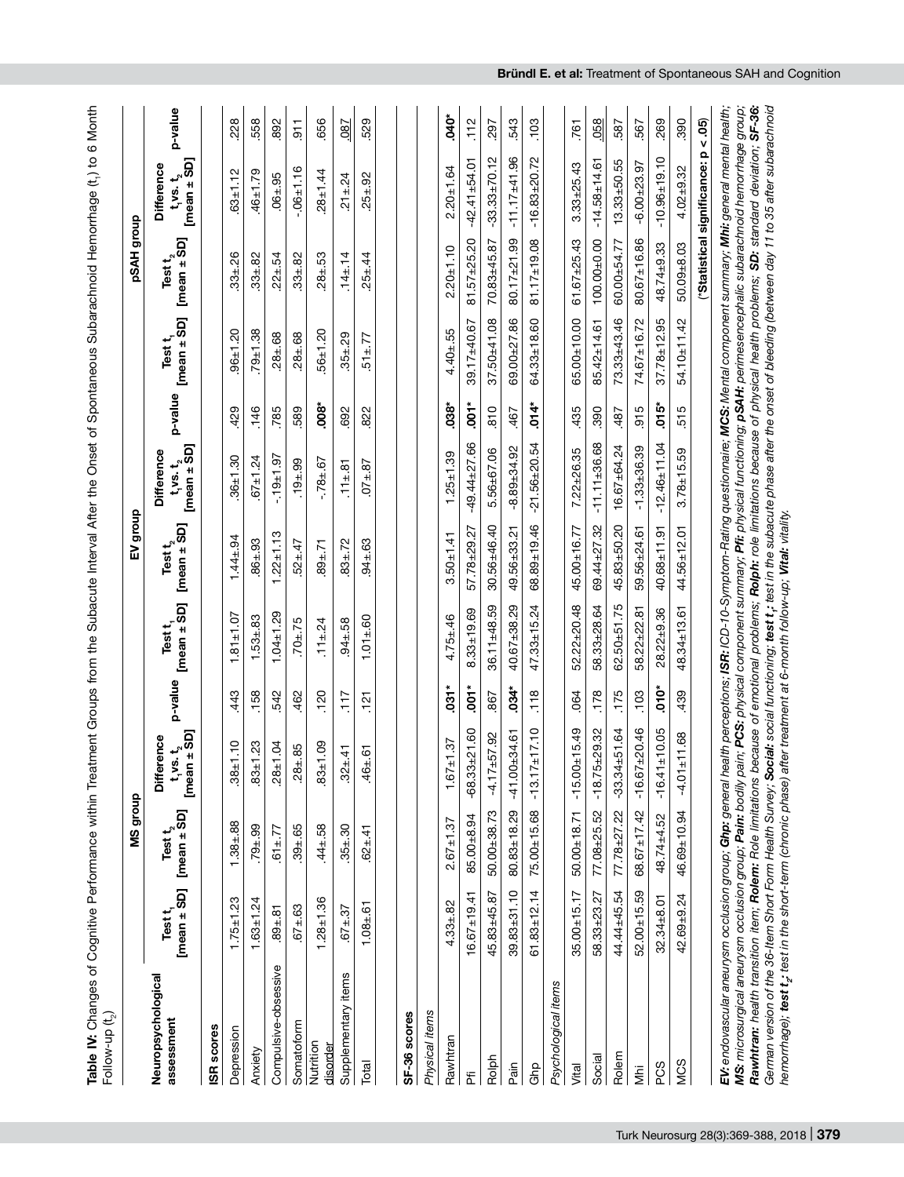**Table IV:** Changes of Cognitive Performance within Treatment Groups from the Subacute Interval After the Onset of Spontaneous Subarachnoid Hemorrhage ($t_1$) to 6 Month Follow-up ($t_2$)

| Neuropsychological assessment | MS group | | | | EV group | | | | pSAH group | | | |
|---|---|---|---|---|---|---|---|---|---|---|---|---|
| | Test $t_1$ [mean ± SD] | Test $t_2$ [mean ± SD] | Difference $t_1$ vs. $t_2$ [mean ± SD] | p-value | Test $t_1$ [mean ± SD] | Test $t_2$ [mean ± SD] | Difference $t_1$ vs. $t_2$ [mean ± SD] | p-value | Test $t_1$ [mean ± SD] | Test $t_2$ [mean ± SD] | Difference $t_1$ vs. $t_2$ [mean ± SD] | p-value |
| **ISR scores** | | | | | | | | | | | | |
| Depression | 1.75±1.23 | 1.38±.88 | .38±1.10 | .443 | 1.81±1.07 | 1.44±.94 | .36±1.30 | .429 | .96±1.20 | .33±.26 | .63±1.12 | .228 |
| Anxiety | 1.63±1.24 | .79±.99 | .83±1.23 | .158 | 1.53±.83 | .86±.93 | .67±1.24 | .146 | .79±1.38 | .33±.82 | .46±1.79 | .558 |
| Compulsive-obsessive | .89±.81 | .61±.77 | .28±1.04 | .542 | 1.04±1.29 | 1.22±1.13 | -.19±1.97 | .785 | .28±.68 | .22±.54 | .06±.95 | .892 |
| Somatoform | .67±.63 | .39±.65 | .28±.85 | .462 | .70±.75 | .52±.47 | .19±.99 | .589 | .28±.68 | .33±.82 | -.06±1.16 | .911 |
| Nutrition disorder | 1.28±1.36 | .44±.58 | .83±1.09 | .120 | .11±.24 | .89±.71 | -.78±.67 | **.008*** | .56±1.20 | .28±.53 | .28±1.44 | .656 |
| Supplementary items | .67±.37 | .35±.30 | .32±.41 | .117 | .94±.58 | .83±.72 | .11±.81 | .692 | .35±.29 | .14±.14 | .21±.24 | .087 |
| Total | 1.08±.61 | .62±.41 | .46±.61 | .121 | 1.01±.60 | .94±.63 | .07±.87 | .822 | .51±.77 | .25±.44 | .25±.92 | .529 |
| **SF-36 scores** | | | | | | | | | | | | |
| *Physical items* | | | | | | | | | | | | |
| Rawhtran | 4.33±.82 | 2.67±1.37 | 1.67±1.37 | **.031*** | 4.75±.46 | 3.50±1.41 | 1.25±1.39 | **.038*** | 4.40±.55 | 2.20±1.10 | 2.20±1.64 | **.040*** |
| Pfi | 16.67±19.41 | 85.00±8.94 | -68.33±21.60 | **.001*** | 8.33±19.69 | 57.78±29.27 | -49.44±27.66 | **.001*** | 39.17±40.67 | 81.57±25.20 | -42.41±54.01 | .112 |
| Rolph | 45.83±45.87 | 50.00±38.73 | -4.17±57.92 | .867 | 36.11±48.59 | 30.56±46.40 | 5.56±67.06 | .810 | 37.50±41.08 | 70.83±45.87 | -33.33±70.12 | .297 |
| Pain | 39.83±31.10 | 80.83±18.29 | -41.00±34.61 | **.034*** | 40.67±38.29 | 49.56±33.21 | -8.89±34.92 | .467 | 69.00±27.86 | 80.17±21.99 | -11.17±41.96 | .543 |
| Ghp | 61.83±12.14 | 75.00±15.68 | -13.17±17.10 | .118 | 47.33±15.24 | 68.89±19.46 | -21.56±20.54 | **.014*** | 64.33±18.60 | 81.17±19.08 | -16.83±20.72 | .103 |
| *Psychological items* | | | | | | | | | | | | |
| Vital | 35.00±15.17 | 50.00±18.71 | -15.00±15.49 | .064 | 52.22±20.48 | 45.00±16.77 | 7.22±26.35 | .435 | 65.00±10.00 | 61.67±25.43 | 3.33±25.43 | .761 |
| Social | 58.33±23.27 | 77.08±25.52 | -18.75±29.32 | .178 | 58.33±28.64 | 69.44±27.32 | -11.11±36.68 | .390 | 85.42±14.61 | 100.00±0.00 | -14.58±14.61 | .058 |
| Rolem | 44.44±45.54 | 77.78±27.22 | -33.34±51.64 | .175 | 62.50±51.75 | 45.83±50.20 | 16.67±64.24 | .487 | 73.33±43.46 | 60.00±54.77 | 13.33±50.55 | .587 |
| Mhi | 52.00±15.59 | 68.67±17.42 | -16.67±20.46 | .103 | 58.22±22.81 | 59.56±24.61 | -1.33±36.39 | .915 | 74.67±16.72 | 80.67±16.86 | -6.00±23.97 | .567 |
| PCS | 32.34±8.01 | 48.74±4.52 | -16.41±10.05 | **.010*** | 28.22±9.36 | 40.68±11.91 | -12.46±11.04 | **.015*** | 37.78±12.95 | 48.74±9.33 | -10.96±19.10 | .269 |
| MCS | 42.69±9.24 | 46.69±10.94 | -4.01±11.68 | .439 | 48.34±13.61 | 44.56±12.01 | 3.78±15.59 | .515 | 54.10±11.42 | 50.09±8.03 | 4.02±9.32 | .390 |

(*Statistical significance: $p < .05$)

***EV:*** *endovascular aneurysm occlusion group;* ***Ghp:*** *general health perceptions;* ***ISR:*** *ICD-10-Symptom-Rating questionnaire;* ***MCS:*** *Mental component summary;* ***Mhi:*** *general mental health;* ***MS:*** *microsurgical aneurysm occlusion group;* ***Pain:*** *bodily pain;* ***PCS:*** *physical component summary;* ***Pfi:*** *physical functioning;* ***pSAH:*** *perimesencephalic subarachnoid hemorrhage group;* ***Rawhtran:*** *health transition item;* ***Rolem:*** *Role limitations because of emotional problems;* ***Rolph:*** *role limitations because of physical health problems;* ***SD:*** *standard deviation;* ***SF-36:*** *German version of the 36-Item Short Form Health Survey;* ***Social:*** *social functioning;* ***test $t_1$:*** *test in the subacute phase after the onset of bleeding (between day 11 to 35 after subarachnoid hemorrhage);* ***test $t_2$:*** *test in the short-term (chronic phase) after treatment at 6-month follow-up;* ***Vital:*** *vitality.*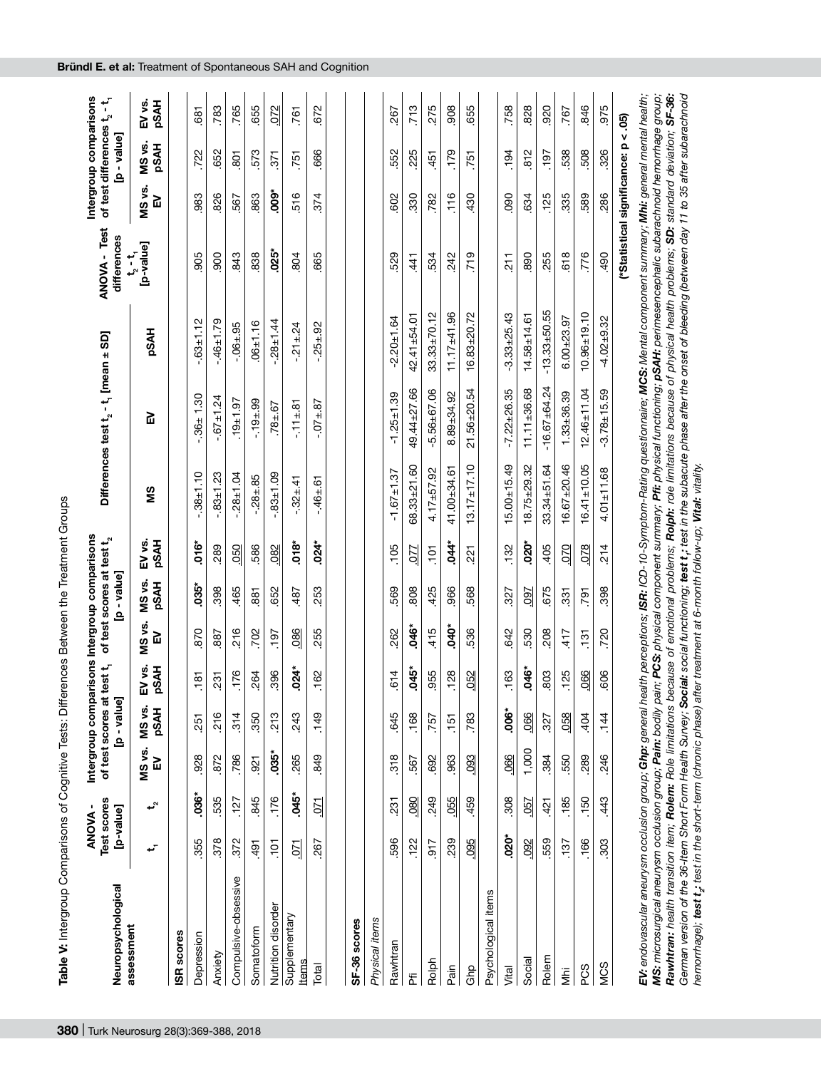**Table V:** Intergroup Comparisons of Cognitive Tests: Differences Between the Treatment Groups

| Neuropsychological assessment | ANOVA - Test scores [p-value] | | Intergroup comparisons of test scores at test $t_1$ [p - value] | | | Intergroup comparisons of test scores at test $t_2$ [p - value] | | | Differences test $t_2$ - $t_1$ [mean ± SD] | | | ANOVA - Test differences $t_2$ - $t_1$ [p-value] | Intergroup comparisons of test differences $t_2$ - $t_1$ [p - value] | | |
|---|---|---|---|---|---|---|---|---|---|---|---|---|---|---|---|
| | $t_1$ | $t_2$ | MS vs. EV | MS vs. pSAH | EV vs. pSAH | MS vs. EV | MS vs. pSAH | EV vs. pSAH | MS | EV | pSAH | | MS vs. EV | MS vs. pSAH | EV vs. pSAH |
| **ISR scores** | | | | | | | | | | | | | | | |
| Depression | .355 | **.036*** | .928 | .251 | .181 | .870 | **.035*** | **.016*** | -.38±1.10 | -.36± 1.30 | -.63±1.12 | .905 | .983 | .722 | .681 |
| Anxiety | .378 | .535 | .872 | .216 | .231 | .887 | .398 | .289 | -.83±1.23 | -.67±1.24 | -.46±1.79 | .900 | .826 | .652 | .783 |
| Compulsive-obsessive | .372 | .127 | .786 | .314 | .176 | .216 | .465 | .050 | -.28±1.04 | .19±1.97 | -.06±.95 | .843 | .567 | .801 | .765 |
| Somatoform | .491 | .845 | .921 | .350 | .264 | .702 | .881 | .586 | -.28±.85 | -.19±.99 | .06±1.16 | .838 | .863 | .573 | .655 |
| Nutrition disorder | .101 | .176 | **.035*** | .213 | .396 | .197 | .652 | .082 | -.83±1.09 | .78±.67 | -.28±1.44 | **.025*** | **.009*** | .371 | .072 |
| Supplementary Items | .071 | **.045*** | .265 | .243 | **.024*** | .086 | .487 | **.018*** | -.32±.41 | -.11±.81 | -.21±.24 | .804 | .516 | .751 | .761 |
| Total | .267 | .071 | .849 | .149 | .162 | .255 | .253 | **.024*** | -.46±.61 | -.07±.87 | -.25±.92 | .665 | .374 | .666 | .672 |
| **SF-36 scores** | | | | | | | | | | | | | | | |
| *Physical items* | | | | | | | | | | | | | | | |
| Rawhtran | .596 | .231 | .318 | .645 | .614 | .262 | .569 | .105 | -1.67±1.37 | -1.25±1.39 | -2.20±1.64 | .529 | .602 | .552 | .267 |
| Pfi | .122 | .080 | .567 | .168 | **.045*** | **.046*** | .808 | .077 | 68.33±21.60 | 49.44±27.66 | 42.41±54.01 | .441 | .330 | .225 | .713 |
| Rolph | .917 | .249 | .692 | .757 | .955 | .415 | .425 | .101 | 4.17±57.92 | -5.56±67.06 | 33.33±70.12 | .534 | .782 | .451 | .275 |
| Pain | .239 | .055 | .963 | .151 | .128 | **.040*** | .966 | **.044*** | 41.00±34.61 | 8.89±34.92 | 11.17±41.96 | .242 | .116 | .179 | .908 |
| Ghp | .095 | .459 | .093 | .783 | .052 | .536 | .568 | .221 | 13.17±17.10 | 21.56±20.54 | 16.83±20.72 | .719 | .430 | .751 | .655 |
| *Psychological items* | | | | | | | | | | | | | | | |
| Vital | **.020*** | .308 | .066 | **.006*** | .163 | .642 | .327 | .132 | 15.00±15.49 | -7.22±26.35 | -3.33±25.43 | .211 | .090 | .194 | .758 |
| Social | .092 | .057 | 1.000 | .066 | **.046*** | .530 | .097 | **.020*** | 18.75±29.32 | 11.11±36.68 | 14.58±14.61 | .890 | .634 | .812 | .828 |
| Rolem | .559 | .421 | .384 | .327 | .803 | .208 | .675 | .405 | 33.34±51.64 | -16.67±64.24 | -13.33±50.55 | .255 | .125 | .197 | .920 |
| Mhi | .137 | .185 | .550 | .058 | .125 | .417 | .331 | .070 | 16.67±20.46 | 1.33±36.39 | 6.00±23.97 | .618 | .335 | .538 | .767 |
| PCS | .166 | .150 | .289 | .404 | .066 | .131 | .791 | .078 | 16.41±10.05 | 12.46±11.04 | 10.96±19.10 | .776 | .589 | .508 | .846 |
| MCS | .303 | .443 | .246 | .144 | .606 | .720 | .398 | .214 | 4.01±11.68 | -3.78±15.59 | -4.02±9.32 | .490 | .286 | .326 | .975 |

(*Statistical significance: p < .05)

***EV:*** *endovascular aneurysm occlusion group;* ***Ghp:*** *general health perceptions;* ***ISR:*** *ICD-10-Symptom-Rating questionnaire;* ***MCS:*** *Mental component summary;* ***Mhi:*** *general mental health;* ***MS:*** *microsurgical aneurysm occlusion group;* ***Pain:*** *bodily pain;* ***PCS:*** *physical component summary;* ***Pfi:*** *physical functioning;* ***pSAH:*** *perimesencephalic subarachnoid hemorrhage group;* ***Rawhtran:*** *health transition item;* ***Rolem:*** *Role limitations because of emotional problems;* ***Rolph:*** *role limitations because of physical health problems;* ***SD:*** *standard deviation;* ***SF-36:*** *German version of the 36-Item Short Form Health Survey;* ***Social:*** *social functioning;* ***test $t_1$:*** *test in the subacute phase after the onset of bleeding (between day 11 to 35 after subarachnoid hemorrhage);* ***test $t_2$:*** *test in the short-term (chronic phase) after treatment at 6-month follow-up;* ***Vital:*** *vitality.*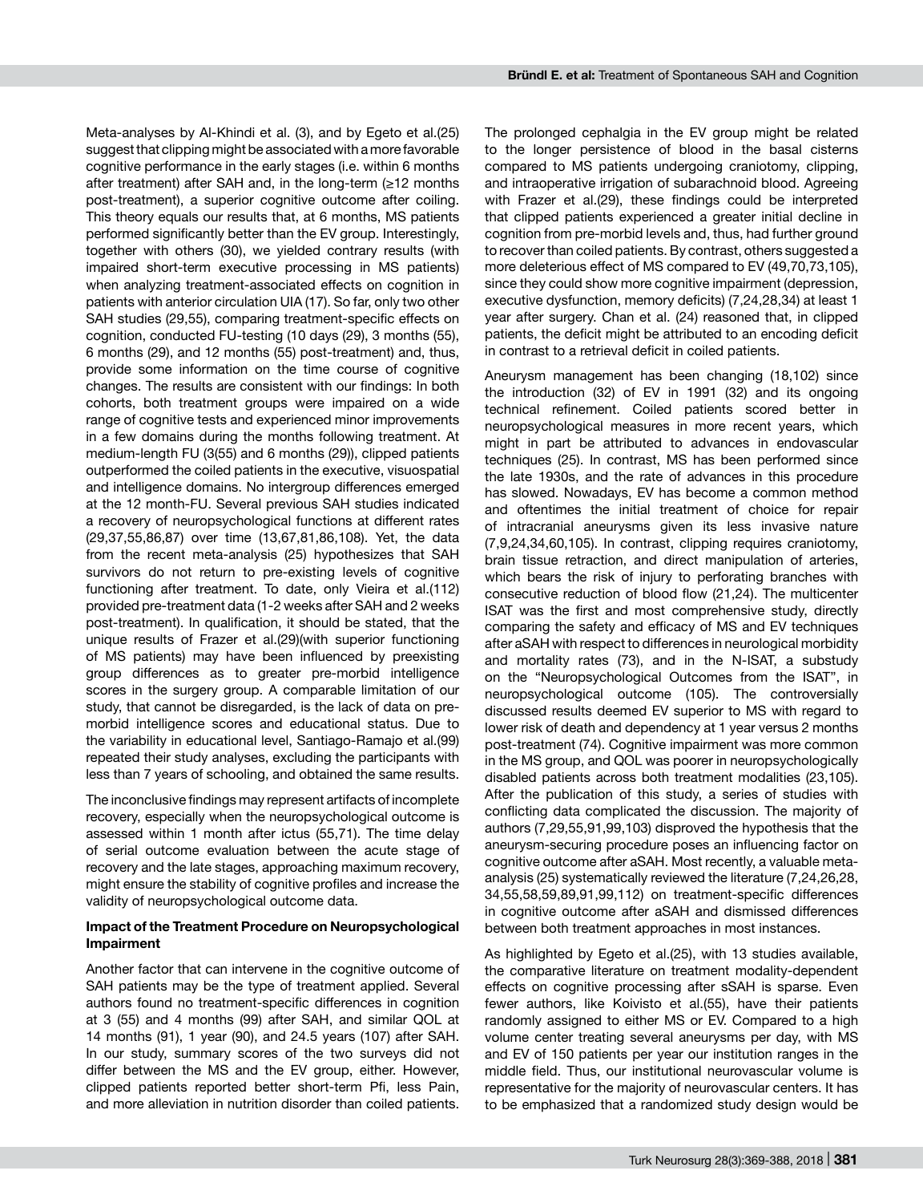Meta-analyses by Al-Khindi et al. (3), and by Egeto et al.(25) suggest that clipping might be associated with a more favorable cognitive performance in the early stages (i.e. within 6 months after treatment) after SAH and, in the long-term (≥12 months post-treatment), a superior cognitive outcome after coiling. This theory equals our results that, at 6 months, MS patients performed significantly better than the EV group. Interestingly, together with others (30), we yielded contrary results (with impaired short-term executive processing in MS patients) when analyzing treatment-associated effects on cognition in patients with anterior circulation UIA (17). So far, only two other SAH studies (29,55), comparing treatment-specific effects on cognition, conducted FU-testing (10 days (29), 3 months (55), 6 months (29), and 12 months (55) post-treatment) and, thus, provide some information on the time course of cognitive changes. The results are consistent with our findings: In both cohorts, both treatment groups were impaired on a wide range of cognitive tests and experienced minor improvements in a few domains during the months following treatment. At medium-length FU (3(55) and 6 months (29)), clipped patients outperformed the coiled patients in the executive, visuospatial and intelligence domains. No intergroup differences emerged at the 12 month-FU. Several previous SAH studies indicated a recovery of neuropsychological functions at different rates (29,37,55,86,87) over time (13,67,81,86,108). Yet, the data from the recent meta-analysis (25) hypothesizes that SAH survivors do not return to pre-existing levels of cognitive functioning after treatment. To date, only Vieira et al.(112) provided pre-treatment data (1-2 weeks after SAH and 2 weeks post-treatment). In qualification, it should be stated, that the unique results of Frazer et al.(29)(with superior functioning of MS patients) may have been influenced by preexisting group differences as to greater pre-morbid intelligence scores in the surgery group. A comparable limitation of our study, that cannot be disregarded, is the lack of data on pre-morbid intelligence scores and educational status. Due to the variability in educational level, Santiago-Ramajo et al.(99) repeated their study analyses, excluding the participants with less than 7 years of schooling, and obtained the same results.

The inconclusive findings may represent artifacts of incomplete recovery, especially when the neuropsychological outcome is assessed within 1 month after ictus (55,71). The time delay of serial outcome evaluation between the acute stage of recovery and the late stages, approaching maximum recovery, might ensure the stability of cognitive profiles and increase the validity of neuropsychological outcome data.

**Impact of the Treatment Procedure on Neuropsychological Impairment**

Another factor that can intervene in the cognitive outcome of SAH patients may be the type of treatment applied. Several authors found no treatment-specific differences in cognition at 3 (55) and 4 months (99) after SAH, and similar QOL at 14 months (91), 1 year (90), and 24.5 years (107) after SAH. In our study, summary scores of the two surveys did not differ between the MS and the EV group, either. However, clipped patients reported better short-term Pfi, less Pain, and more alleviation in nutrition disorder than coiled patients. The prolonged cephalgia in the EV group might be related to the longer persistence of blood in the basal cisterns compared to MS patients undergoing craniotomy, clipping, and intraoperative irrigation of subarachnoid blood. Agreeing with Frazer et al.(29), these findings could be interpreted that clipped patients experienced a greater initial decline in cognition from pre-morbid levels and, thus, had further ground to recover than coiled patients. By contrast, others suggested a more deleterious effect of MS compared to EV (49,70,73,105), since they could show more cognitive impairment (depression, executive dysfunction, memory deficits) (7,24,28,34) at least 1 year after surgery. Chan et al. (24) reasoned that, in clipped patients, the deficit might be attributed to an encoding deficit in contrast to a retrieval deficit in coiled patients.

Aneurysm management has been changing (18,102) since the introduction (32) of EV in 1991 (32) and its ongoing technical refinement. Coiled patients scored better in neuropsychological measures in more recent years, which might in part be attributed to advances in endovascular techniques (25). In contrast, MS has been performed since the late 1930s, and the rate of advances in this procedure has slowed. Nowadays, EV has become a common method and oftentimes the initial treatment of choice for repair of intracranial aneurysms given its less invasive nature (7,9,24,34,60,105). In contrast, clipping requires craniotomy, brain tissue retraction, and direct manipulation of arteries, which bears the risk of injury to perforating branches with consecutive reduction of blood flow (21,24). The multicenter ISAT was the first and most comprehensive study, directly comparing the safety and efficacy of MS and EV techniques after aSAH with respect to differences in neurological morbidity and mortality rates (73), and in the N-ISAT, a substudy on the "Neuropsychological Outcomes from the ISAT", in neuropsychological outcome (105). The controversially discussed results deemed EV superior to MS with regard to lower risk of death and dependency at 1 year versus 2 months post-treatment (74). Cognitive impairment was more common in the MS group, and QOL was poorer in neuropsychologically disabled patients across both treatment modalities (23,105). After the publication of this study, a series of studies with conflicting data complicated the discussion. The majority of authors (7,29,55,91,99,103) disproved the hypothesis that the aneurysm-securing procedure poses an influencing factor on cognitive outcome after aSAH. Most recently, a valuable meta-analysis (25) systematically reviewed the literature (7,24,26,28, 34,55,58,59,89,91,99,112) on treatment-specific differences in cognitive outcome after aSAH and dismissed differences between both treatment approaches in most instances.

As highlighted by Egeto et al.(25), with 13 studies available, the comparative literature on treatment modality-dependent effects on cognitive processing after sSAH is sparse. Even fewer authors, like Koivisto et al.(55), have their patients randomly assigned to either MS or EV. Compared to a high volume center treating several aneurysms per day, with MS and EV of 150 patients per year our institution ranges in the middle field. Thus, our institutional neurovascular volume is representative for the majority of neurovascular centers. It has to be emphasized that a randomized study design would be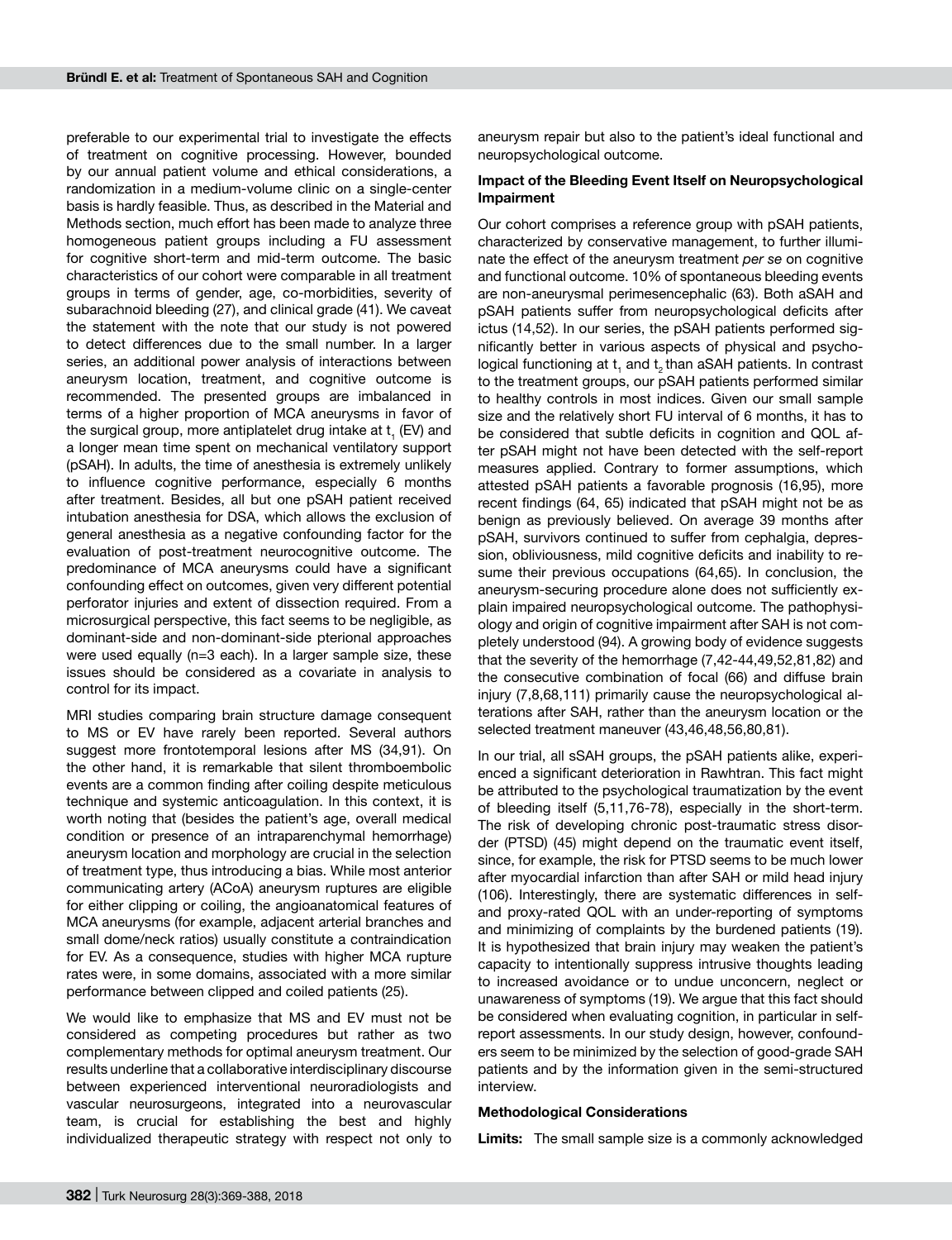preferable to our experimental trial to investigate the effects of treatment on cognitive processing. However, bounded by our annual patient volume and ethical considerations, a randomization in a medium-volume clinic on a single-center basis is hardly feasible. Thus, as described in the Material and Methods section, much effort has been made to analyze three homogeneous patient groups including a FU assessment for cognitive short-term and mid-term outcome. The basic characteristics of our cohort were comparable in all treatment groups in terms of gender, age, co-morbidities, severity of subarachnoid bleeding (27), and clinical grade (41). We caveat the statement with the note that our study is not powered to detect differences due to the small number. In a larger series, an additional power analysis of interactions between aneurysm location, treatment, and cognitive outcome is recommended. The presented groups are imbalanced in terms of a higher proportion of MCA aneurysms in favor of the surgical group, more antiplatelet drug intake at $t_1$ (EV) and a longer mean time spent on mechanical ventilatory support (pSAH). In adults, the time of anesthesia is extremely unlikely to influence cognitive performance, especially 6 months after treatment. Besides, all but one pSAH patient received intubation anesthesia for DSA, which allows the exclusion of general anesthesia as a negative confounding factor for the evaluation of post-treatment neurocognitive outcome. The predominance of MCA aneurysms could have a significant confounding effect on outcomes, given very different potential perforator injuries and extent of dissection required. From a microsurgical perspective, this fact seems to be negligible, as dominant-side and non-dominant-side pterional approaches were used equally (n=3 each). In a larger sample size, these issues should be considered as a covariate in analysis to control for its impact.

MRI studies comparing brain structure damage consequent to MS or EV have rarely been reported. Several authors suggest more frontotemporal lesions after MS (34,91). On the other hand, it is remarkable that silent thromboembolic events are a common finding after coiling despite meticulous technique and systemic anticoagulation. In this context, it is worth noting that (besides the patient's age, overall medical condition or presence of an intraparenchymal hemorrhage) aneurysm location and morphology are crucial in the selection of treatment type, thus introducing a bias. While most anterior communicating artery (ACoA) aneurysm ruptures are eligible for either clipping or coiling, the angioanatomical features of MCA aneurysms (for example, adjacent arterial branches and small dome/neck ratios) usually constitute a contraindication for EV. As a consequence, studies with higher MCA rupture rates were, in some domains, associated with a more similar performance between clipped and coiled patients (25).

We would like to emphasize that MS and EV must not be considered as competing procedures but rather as two complementary methods for optimal aneurysm treatment. Our results underline that a collaborative interdisciplinary discourse between experienced interventional neuroradiologists and vascular neurosurgeons, integrated into a neurovascular team, is crucial for establishing the best and highly individualized therapeutic strategy with respect not only to aneurysm repair but also to the patient's ideal functional and neuropsychological outcome.

**Impact of the Bleeding Event Itself on Neuropsychological Impairment**

Our cohort comprises a reference group with pSAH patients, characterized by conservative management, to further illuminate the effect of the aneurysm treatment *per se* on cognitive and functional outcome. 10% of spontaneous bleeding events are non-aneurysmal perimesencephalic (63). Both aSAH and pSAH patients suffer from neuropsychological deficits after ictus (14,52). In our series, the pSAH patients performed significantly better in various aspects of physical and psychological functioning at $t_1$ and $t_2$ than aSAH patients. In contrast to the treatment groups, our pSAH patients performed similar to healthy controls in most indices. Given our small sample size and the relatively short FU interval of 6 months, it has to be considered that subtle deficits in cognition and QOL after pSAH might not have been detected with the self-report measures applied. Contrary to former assumptions, which attested pSAH patients a favorable prognosis (16,95), more recent findings (64, 65) indicated that pSAH might not be as benign as previously believed. On average 39 months after pSAH, survivors continued to suffer from cephalgia, depression, obliviousness, mild cognitive deficits and inability to resume their previous occupations (64,65). In conclusion, the aneurysm-securing procedure alone does not sufficiently explain impaired neuropsychological outcome. The pathophysiology and origin of cognitive impairment after SAH is not completely understood (94). A growing body of evidence suggests that the severity of the hemorrhage (7,42-44,49,52,81,82) and the consecutive combination of focal (66) and diffuse brain injury (7,8,68,111) primarily cause the neuropsychological alterations after SAH, rather than the aneurysm location or the selected treatment maneuver (43,46,48,56,80,81).

In our trial, all sSAH groups, the pSAH patients alike, experienced a significant deterioration in Rawhtran. This fact might be attributed to the psychological traumatization by the event of bleeding itself (5,11,76-78), especially in the short-term. The risk of developing chronic post-traumatic stress disorder (PTSD) (45) might depend on the traumatic event itself, since, for example, the risk for PTSD seems to be much lower after myocardial infarction than after SAH or mild head injury (106). Interestingly, there are systematic differences in self- and proxy-rated QOL with an under-reporting of symptoms and minimizing of complaints by the burdened patients (19). It is hypothesized that brain injury may weaken the patient's capacity to intentionally suppress intrusive thoughts leading to increased avoidance or to undue unconcern, neglect or unawareness of symptoms (19). We argue that this fact should be considered when evaluating cognition, in particular in self-report assessments. In our study design, however, confounders seem to be minimized by the selection of good-grade SAH patients and by the information given in the semi-structured interview.

**Methodological Considerations**

**Limits:** The small sample size is a commonly acknowledged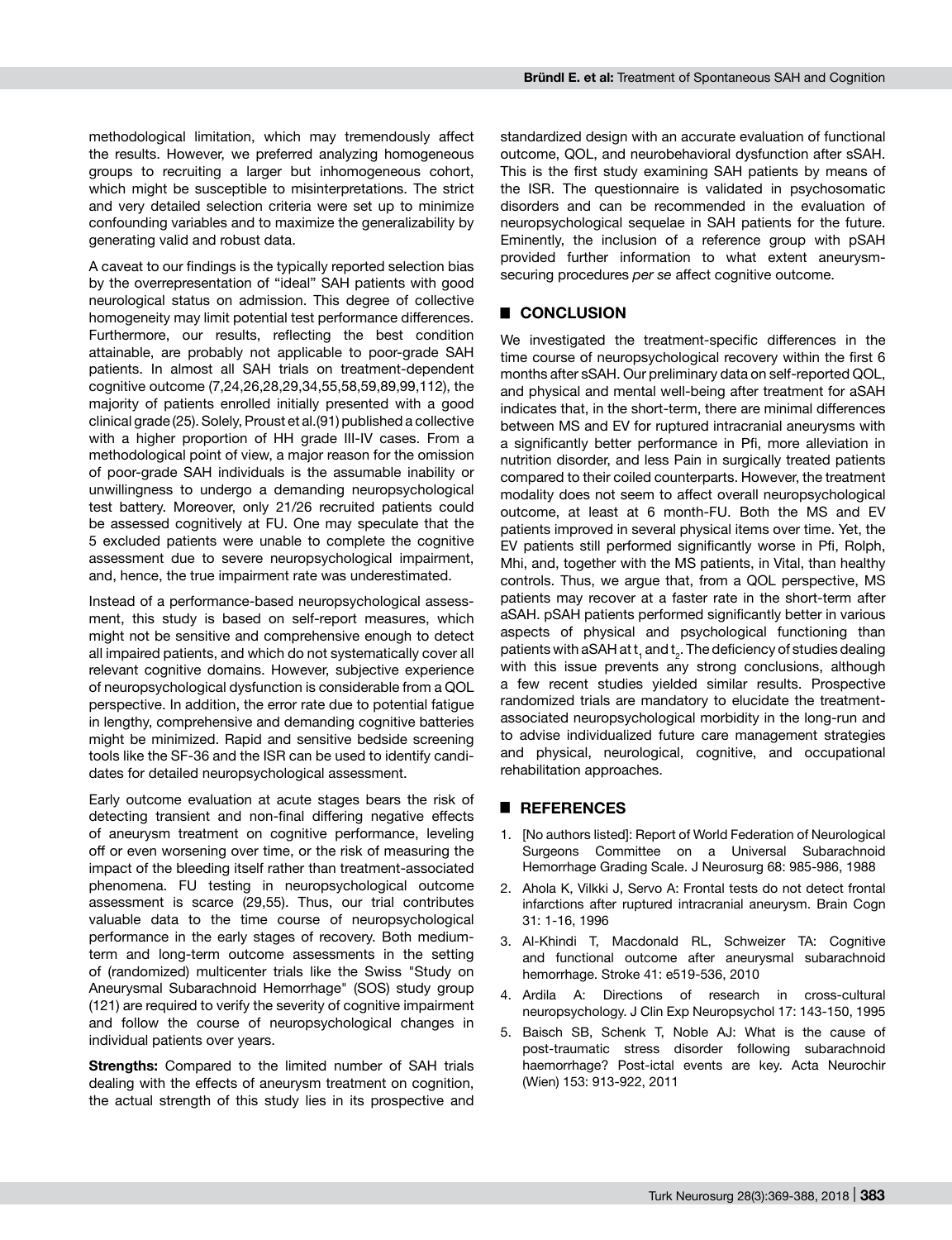methodological limitation, which may tremendously affect the results. However, we preferred analyzing homogeneous groups to recruiting a larger but inhomogeneous cohort, which might be susceptible to misinterpretations. The strict and very detailed selection criteria were set up to minimize confounding variables and to maximize the generalizability by generating valid and robust data.

A caveat to our findings is the typically reported selection bias by the overrepresentation of "ideal" SAH patients with good neurological status on admission. This degree of collective homogeneity may limit potential test performance differences. Furthermore, our results, reflecting the best condition attainable, are probably not applicable to poor-grade SAH patients. In almost all SAH trials on treatment-dependent cognitive outcome (7,24,26,28,29,34,55,58,59,89,99,112), the majority of patients enrolled initially presented with a good clinical grade (25). Solely, Proust et al.(91) published a collective with a higher proportion of HH grade III-IV cases. From a methodological point of view, a major reason for the omission of poor-grade SAH individuals is the assumable inability or unwillingness to undergo a demanding neuropsychological test battery. Moreover, only 21/26 recruited patients could be assessed cognitively at FU. One may speculate that the 5 excluded patients were unable to complete the cognitive assessment due to severe neuropsychological impairment, and, hence, the true impairment rate was underestimated.

Instead of a performance-based neuropsychological assessment, this study is based on self-report measures, which might not be sensitive and comprehensive enough to detect all impaired patients, and which do not systematically cover all relevant cognitive domains. However, subjective experience of neuropsychological dysfunction is considerable from a QOL perspective. In addition, the error rate due to potential fatigue in lengthy, comprehensive and demanding cognitive batteries might be minimized. Rapid and sensitive bedside screening tools like the SF-36 and the ISR can be used to identify candidates for detailed neuropsychological assessment.

Early outcome evaluation at acute stages bears the risk of detecting transient and non-final differing negative effects of aneurysm treatment on cognitive performance, leveling off or even worsening over time, or the risk of measuring the impact of the bleeding itself rather than treatment-associated phenomena. FU testing in neuropsychological outcome assessment is scarce (29,55). Thus, our trial contributes valuable data to the time course of neuropsychological performance in the early stages of recovery. Both medium-term and long-term outcome assessments in the setting of (randomized) multicenter trials like the Swiss "Study on Aneurysmal Subarachnoid Hemorrhage" (SOS) study group (121) are required to verify the severity of cognitive impairment and follow the course of neuropsychological changes in individual patients over years.

**Strengths:** Compared to the limited number of SAH trials dealing with the effects of aneurysm treatment on cognition, the actual strength of this study lies in its prospective and standardized design with an accurate evaluation of functional outcome, QOL, and neurobehavioral dysfunction after sSAH. This is the first study examining SAH patients by means of the ISR. The questionnaire is validated in psychosomatic disorders and can be recommended in the evaluation of neuropsychological sequelae in SAH patients for the future. Eminently, the inclusion of a reference group with pSAH provided further information to what extent aneurysm-securing procedures *per se* affect cognitive outcome.

## ■ CONCLUSION

We investigated the treatment-specific differences in the time course of neuropsychological recovery within the first 6 months after sSAH. Our preliminary data on self-reported QOL, and physical and mental well-being after treatment for aSAH indicates that, in the short-term, there are minimal differences between MS and EV for ruptured intracranial aneurysms with a significantly better performance in Pfi, more alleviation in nutrition disorder, and less Pain in surgically treated patients compared to their coiled counterparts. However, the treatment modality does not seem to affect overall neuropsychological outcome, at least at 6 month-FU. Both the MS and EV patients improved in several physical items over time. Yet, the EV patients still performed significantly worse in Pfi, Rolph, Mhi, and, together with the MS patients, in Vital, than healthy controls. Thus, we argue that, from a QOL perspective, MS patients may recover at a faster rate in the short-term after aSAH. pSAH patients performed significantly better in various aspects of physical and psychological functioning than patients with aSAH at $t_1$ and $t_2$. The deficiency of studies dealing with this issue prevents any strong conclusions, although a few recent studies yielded similar results. Prospective randomized trials are mandatory to elucidate the treatment-associated neuropsychological morbidity in the long-run and to advise individualized future care management strategies and physical, neurological, cognitive, and occupational rehabilitation approaches.

## ■ REFERENCES

1. [No authors listed]: Report of World Federation of Neurological Surgeons Committee on a Universal Subarachnoid Hemorrhage Grading Scale. J Neurosurg 68: 985-986, 1988
2. Ahola K, Vilkki J, Servo A: Frontal tests do not detect frontal infarctions after ruptured intracranial aneurysm. Brain Cogn 31: 1-16, 1996
3. Al-Khindi T, Macdonald RL, Schweizer TA: Cognitive and functional outcome after aneurysmal subarachnoid hemorrhage. Stroke 41: e519-536, 2010
4. Ardila A: Directions of research in cross-cultural neuropsychology. J Clin Exp Neuropsychol 17: 143-150, 1995
5. Baisch SB, Schenk T, Noble AJ: What is the cause of post-traumatic stress disorder following subarachnoid haemorrhage? Post-ictal events are key. Acta Neurochir (Wien) 153: 913-922, 2011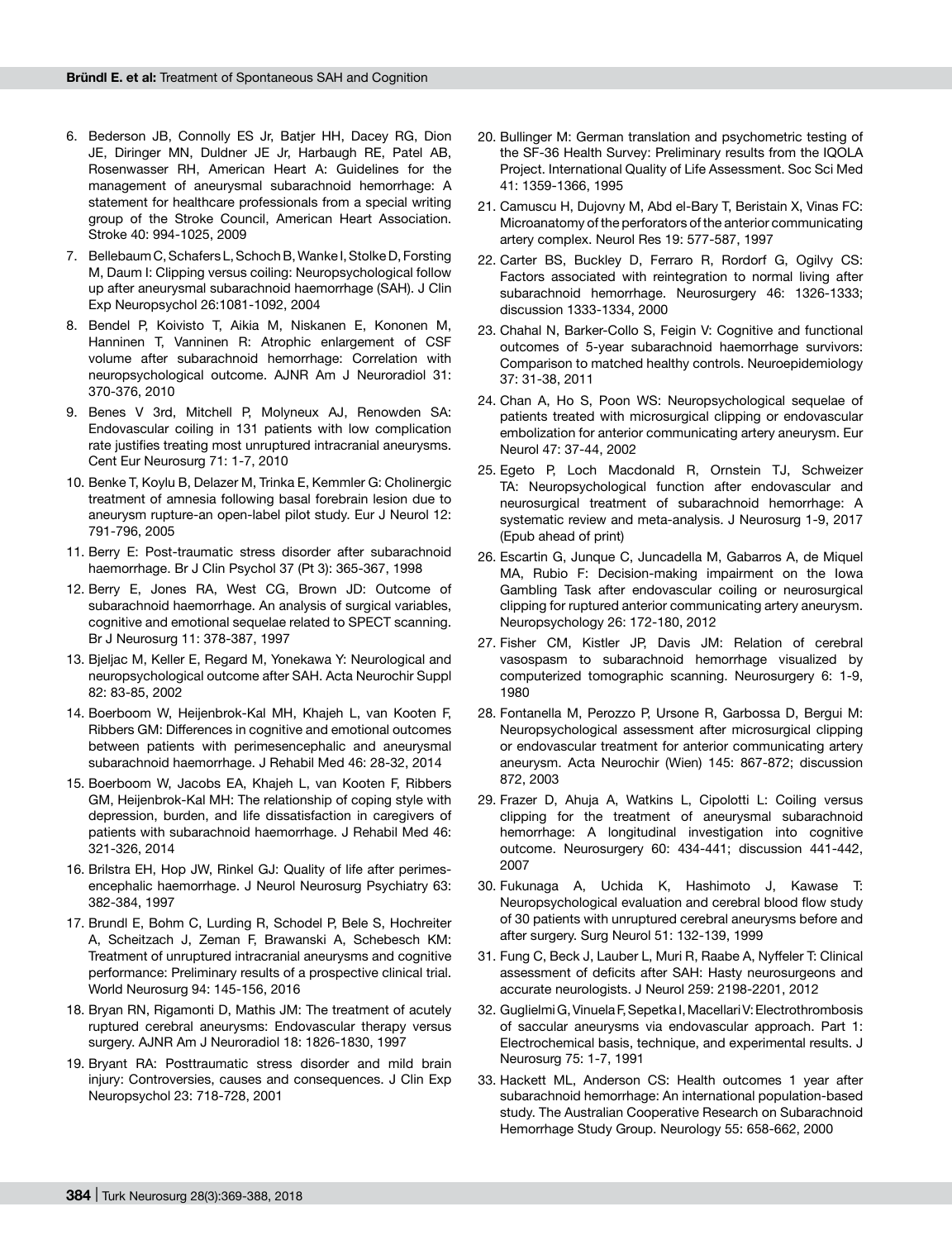6. Bederson JB, Connolly ES Jr, Batjer HH, Dacey RG, Dion JE, Diringer MN, Duldner JE Jr, Harbaugh RE, Patel AB, Rosenwasser RH, American Heart A: Guidelines for the management of aneurysmal subarachnoid hemorrhage: A statement for healthcare professionals from a special writing group of the Stroke Council, American Heart Association. Stroke 40: 994-1025, 2009
7. Bellebaum C, Schafers L, Schoch B, Wanke I, Stolke D, Forsting M, Daum I: Clipping versus coiling: Neuropsychological follow up after aneurysmal subarachnoid haemorrhage (SAH). J Clin Exp Neuropsychol 26:1081-1092, 2004
8. Bendel P, Koivisto T, Aikia M, Niskanen E, Kononen M, Hanninen T, Vanninen R: Atrophic enlargement of CSF volume after subarachnoid hemorrhage: Correlation with neuropsychological outcome. AJNR Am J Neuroradiol 31: 370-376, 2010
9. Benes V 3rd, Mitchell P, Molyneux AJ, Renowden SA: Endovascular coiling in 131 patients with low complication rate justifies treating most unruptured intracranial aneurysms. Cent Eur Neurosurg 71: 1-7, 2010
10. Benke T, Koylu B, Delazer M, Trinka E, Kemmler G: Cholinergic treatment of amnesia following basal forebrain lesion due to aneurysm rupture-an open-label pilot study. Eur J Neurol 12: 791-796, 2005
11. Berry E: Post-traumatic stress disorder after subarachnoid haemorrhage. Br J Clin Psychol 37 (Pt 3): 365-367, 1998
12. Berry E, Jones RA, West CG, Brown JD: Outcome of subarachnoid haemorrhage. An analysis of surgical variables, cognitive and emotional sequelae related to SPECT scanning. Br J Neurosurg 11: 378-387, 1997
13. Bjeljac M, Keller E, Regard M, Yonekawa Y: Neurological and neuropsychological outcome after SAH. Acta Neurochir Suppl 82: 83-85, 2002
14. Boerboom W, Heijenbrok-Kal MH, Khajeh L, van Kooten F, Ribbers GM: Differences in cognitive and emotional outcomes between patients with perimesencephalic and aneurysmal subarachnoid haemorrhage. J Rehabil Med 46: 28-32, 2014
15. Boerboom W, Jacobs EA, Khajeh L, van Kooten F, Ribbers GM, Heijenbrok-Kal MH: The relationship of coping style with depression, burden, and life dissatisfaction in caregivers of patients with subarachnoid haemorrhage. J Rehabil Med 46: 321-326, 2014
16. Brilstra EH, Hop JW, Rinkel GJ: Quality of life after perimesencephalic haemorrhage. J Neurol Neurosurg Psychiatry 63: 382-384, 1997
17. Brundl E, Bohm C, Lurding R, Schodel P, Bele S, Hochreiter A, Scheitzach J, Zeman F, Brawanski A, Schebesch KM: Treatment of unruptured intracranial aneurysms and cognitive performance: Preliminary results of a prospective clinical trial. World Neurosurg 94: 145-156, 2016
18. Bryan RN, Rigamonti D, Mathis JM: The treatment of acutely ruptured cerebral aneurysms: Endovascular therapy versus surgery. AJNR Am J Neuroradiol 18: 1826-1830, 1997
19. Bryant RA: Posttraumatic stress disorder and mild brain injury: Controversies, causes and consequences. J Clin Exp Neuropsychol 23: 718-728, 2001
20. Bullinger M: German translation and psychometric testing of the SF-36 Health Survey: Preliminary results from the IQOLA Project. International Quality of Life Assessment. Soc Sci Med 41: 1359-1366, 1995
21. Camuscu H, Dujovny M, Abd el-Bary T, Beristain X, Vinas FC: Microanatomy of the perforators of the anterior communicating artery complex. Neurol Res 19: 577-587, 1997
22. Carter BS, Buckley D, Ferraro R, Rordorf G, Ogilvy CS: Factors associated with reintegration to normal living after subarachnoid hemorrhage. Neurosurgery 46: 1326-1333; discussion 1333-1334, 2000
23. Chahal N, Barker-Collo S, Feigin V: Cognitive and functional outcomes of 5-year subarachnoid haemorrhage survivors: Comparison to matched healthy controls. Neuroepidemiology 37: 31-38, 2011
24. Chan A, Ho S, Poon WS: Neuropsychological sequelae of patients treated with microsurgical clipping or endovascular embolization for anterior communicating artery aneurysm. Eur Neurol 47: 37-44, 2002
25. Egeto P, Loch Macdonald R, Ornstein TJ, Schweizer TA: Neuropsychological function after endovascular and neurosurgical treatment of subarachnoid hemorrhage: A systematic review and meta-analysis. J Neurosurg 1-9, 2017 (Epub ahead of print)
26. Escartin G, Junque C, Juncadella M, Gabarros A, de Miquel MA, Rubio F: Decision-making impairment on the Iowa Gambling Task after endovascular coiling or neurosurgical clipping for ruptured anterior communicating artery aneurysm. Neuropsychology 26: 172-180, 2012
27. Fisher CM, Kistler JP, Davis JM: Relation of cerebral vasospasm to subarachnoid hemorrhage visualized by computerized tomographic scanning. Neurosurgery 6: 1-9, 1980
28. Fontanella M, Perozzo P, Ursone R, Garbossa D, Bergui M: Neuropsychological assessment after microsurgical clipping or endovascular treatment for anterior communicating artery aneurysm. Acta Neurochir (Wien) 145: 867-872; discussion 872, 2003
29. Frazer D, Ahuja A, Watkins L, Cipolotti L: Coiling versus clipping for the treatment of aneurysmal subarachnoid hemorrhage: A longitudinal investigation into cognitive outcome. Neurosurgery 60: 434-441; discussion 441-442, 2007
30. Fukunaga A, Uchida K, Hashimoto J, Kawase T: Neuropsychological evaluation and cerebral blood flow study of 30 patients with unruptured cerebral aneurysms before and after surgery. Surg Neurol 51: 132-139, 1999
31. Fung C, Beck J, Lauber L, Muri R, Raabe A, Nyffeler T: Clinical assessment of deficits after SAH: Hasty neurosurgeons and accurate neurologists. J Neurol 259: 2198-2201, 2012
32. Guglielmi G, Vinuela F, Sepetka I, Macellari V: Electrothrombosis of saccular aneurysms via endovascular approach. Part 1: Electrochemical basis, technique, and experimental results. J Neurosurg 75: 1-7, 1991
33. Hackett ML, Anderson CS: Health outcomes 1 year after subarachnoid hemorrhage: An international population-based study. The Australian Cooperative Research on Subarachnoid Hemorrhage Study Group. Neurology 55: 658-662, 2000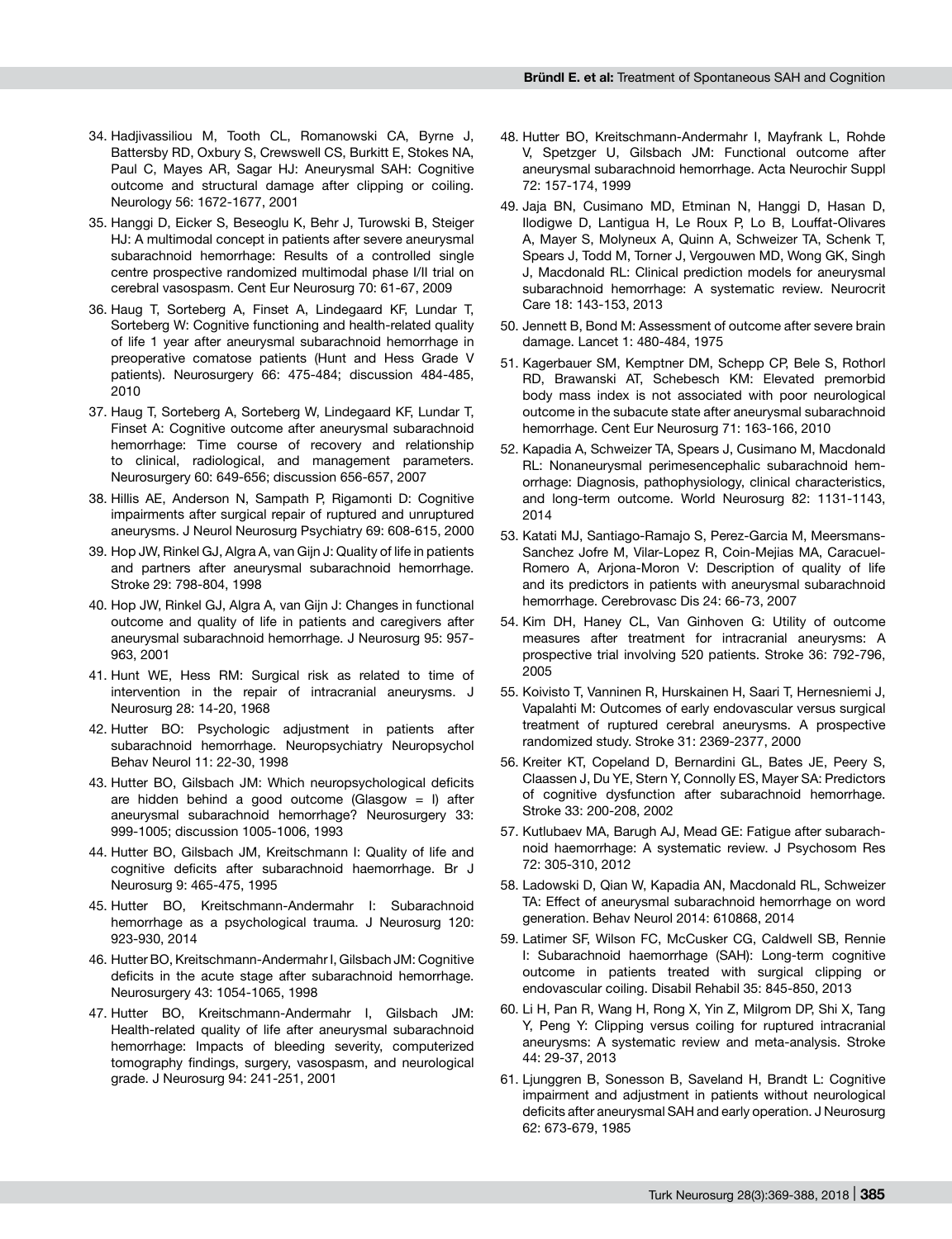34. Hadjivassiliou M, Tooth CL, Romanowski CA, Byrne J, Battersby RD, Oxbury S, Crewswell CS, Burkitt E, Stokes NA, Paul C, Mayes AR, Sagar HJ: Aneurysmal SAH: Cognitive outcome and structural damage after clipping or coiling. Neurology 56: 1672-1677, 2001

35. Hanggi D, Eicker S, Beseoglu K, Behr J, Turowski B, Steiger HJ: A multimodal concept in patients after severe aneurysmal subarachnoid hemorrhage: Results of a controlled single centre prospective randomized multimodal phase I/II trial on cerebral vasospasm. Cent Eur Neurosurg 70: 61-67, 2009

36. Haug T, Sorteberg A, Finset A, Lindegaard KF, Lundar T, Sorteberg W: Cognitive functioning and health-related quality of life 1 year after aneurysmal subarachnoid hemorrhage in preoperative comatose patients (Hunt and Hess Grade V patients). Neurosurgery 66: 475-484; discussion 484-485, 2010

37. Haug T, Sorteberg A, Sorteberg W, Lindegaard KF, Lundar T, Finset A: Cognitive outcome after aneurysmal subarachnoid hemorrhage: Time course of recovery and relationship to clinical, radiological, and management parameters. Neurosurgery 60: 649-656; discussion 656-657, 2007

38. Hillis AE, Anderson N, Sampath P, Rigamonti D: Cognitive impairments after surgical repair of ruptured and unruptured aneurysms. J Neurol Neurosurg Psychiatry 69: 608-615, 2000

39. Hop JW, Rinkel GJ, Algra A, van Gijn J: Quality of life in patients and partners after aneurysmal subarachnoid hemorrhage. Stroke 29: 798-804, 1998

40. Hop JW, Rinkel GJ, Algra A, van Gijn J: Changes in functional outcome and quality of life in patients and caregivers after aneurysmal subarachnoid hemorrhage. J Neurosurg 95: 957-963, 2001

41. Hunt WE, Hess RM: Surgical risk as related to time of intervention in the repair of intracranial aneurysms. J Neurosurg 28: 14-20, 1968

42. Hutter BO: Psychologic adjustment in patients after subarachnoid hemorrhage. Neuropsychiatry Neuropsychol Behav Neurol 11: 22-30, 1998

43. Hutter BO, Gilsbach JM: Which neuropsychological deficits are hidden behind a good outcome (Glasgow = I) after aneurysmal subarachnoid hemorrhage? Neurosurgery 33: 999-1005; discussion 1005-1006, 1993

44. Hutter BO, Gilsbach JM, Kreitschmann I: Quality of life and cognitive deficits after subarachnoid haemorrhage. Br J Neurosurg 9: 465-475, 1995

45. Hutter BO, Kreitschmann-Andermahr I: Subarachnoid hemorrhage as a psychological trauma. J Neurosurg 120: 923-930, 2014

46. Hutter BO, Kreitschmann-Andermahr I, Gilsbach JM: Cognitive deficits in the acute stage after subarachnoid hemorrhage. Neurosurgery 43: 1054-1065, 1998

47. Hutter BO, Kreitschmann-Andermahr I, Gilsbach JM: Health-related quality of life after aneurysmal subarachnoid hemorrhage: Impacts of bleeding severity, computerized tomography findings, surgery, vasospasm, and neurological grade. J Neurosurg 94: 241-251, 2001

48. Hutter BO, Kreitschmann-Andermahr I, Mayfrank L, Rohde V, Spetzger U, Gilsbach JM: Functional outcome after aneurysmal subarachnoid hemorrhage. Acta Neurochir Suppl 72: 157-174, 1999

49. Jaja BN, Cusimano MD, Etminan N, Hanggi D, Hasan D, Ilodigwe D, Lantigua H, Le Roux P, Lo B, Louffat-Olivares A, Mayer S, Molyneux A, Quinn A, Schweizer TA, Schenk T, Spears J, Todd M, Torner J, Vergouwen MD, Wong GK, Singh J, Macdonald RL: Clinical prediction models for aneurysmal subarachnoid hemorrhage: A systematic review. Neurocrit Care 18: 143-153, 2013

50. Jennett B, Bond M: Assessment of outcome after severe brain damage. Lancet 1: 480-484, 1975

51. Kagerbauer SM, Kemptner DM, Schepp CP, Bele S, Rothorl RD, Brawanski AT, Schebesch KM: Elevated premorbid body mass index is not associated with poor neurological outcome in the subacute state after aneurysmal subarachnoid hemorrhage. Cent Eur Neurosurg 71: 163-166, 2010

52. Kapadia A, Schweizer TA, Spears J, Cusimano M, Macdonald RL: Nonaneurysmal perimesencephalic subarachnoid hemorrhage: Diagnosis, pathophysiology, clinical characteristics, and long-term outcome. World Neurosurg 82: 1131-1143, 2014

53. Katati MJ, Santiago-Ramajo S, Perez-Garcia M, Meersmans-Sanchez Jofre M, Vilar-Lopez R, Coin-Mejias MA, Caracuel-Romero A, Arjona-Moron V: Description of quality of life and its predictors in patients with aneurysmal subarachnoid hemorrhage. Cerebrovasc Dis 24: 66-73, 2007

54. Kim DH, Haney CL, Van Ginhoven G: Utility of outcome measures after treatment for intracranial aneurysms: A prospective trial involving 520 patients. Stroke 36: 792-796, 2005

55. Koivisto T, Vanninen R, Hurskainen H, Saari T, Hernesniemi J, Vapalahti M: Outcomes of early endovascular versus surgical treatment of ruptured cerebral aneurysms. A prospective randomized study. Stroke 31: 2369-2377, 2000

56. Kreiter KT, Copeland D, Bernardini GL, Bates JE, Peery S, Claassen J, Du YE, Stern Y, Connolly ES, Mayer SA: Predictors of cognitive dysfunction after subarachnoid hemorrhage. Stroke 33: 200-208, 2002

57. Kutlubaev MA, Barugh AJ, Mead GE: Fatigue after subarachnoid haemorrhage: A systematic review. J Psychosom Res 72: 305-310, 2012

58. Ladowski D, Qian W, Kapadia AN, Macdonald RL, Schweizer TA: Effect of aneurysmal subarachnoid hemorrhage on word generation. Behav Neurol 2014: 610868, 2014

59. Latimer SF, Wilson FC, McCusker CG, Caldwell SB, Rennie I: Subarachnoid haemorrhage (SAH): Long-term cognitive outcome in patients treated with surgical clipping or endovascular coiling. Disabil Rehabil 35: 845-850, 2013

60. Li H, Pan R, Wang H, Rong X, Yin Z, Milgrom DP, Shi X, Tang Y, Peng Y: Clipping versus coiling for ruptured intracranial aneurysms: A systematic review and meta-analysis. Stroke 44: 29-37, 2013

61. Ljunggren B, Sonesson B, Saveland H, Brandt L: Cognitive impairment and adjustment in patients without neurological deficits after aneurysmal SAH and early operation. J Neurosurg 62: 673-679, 1985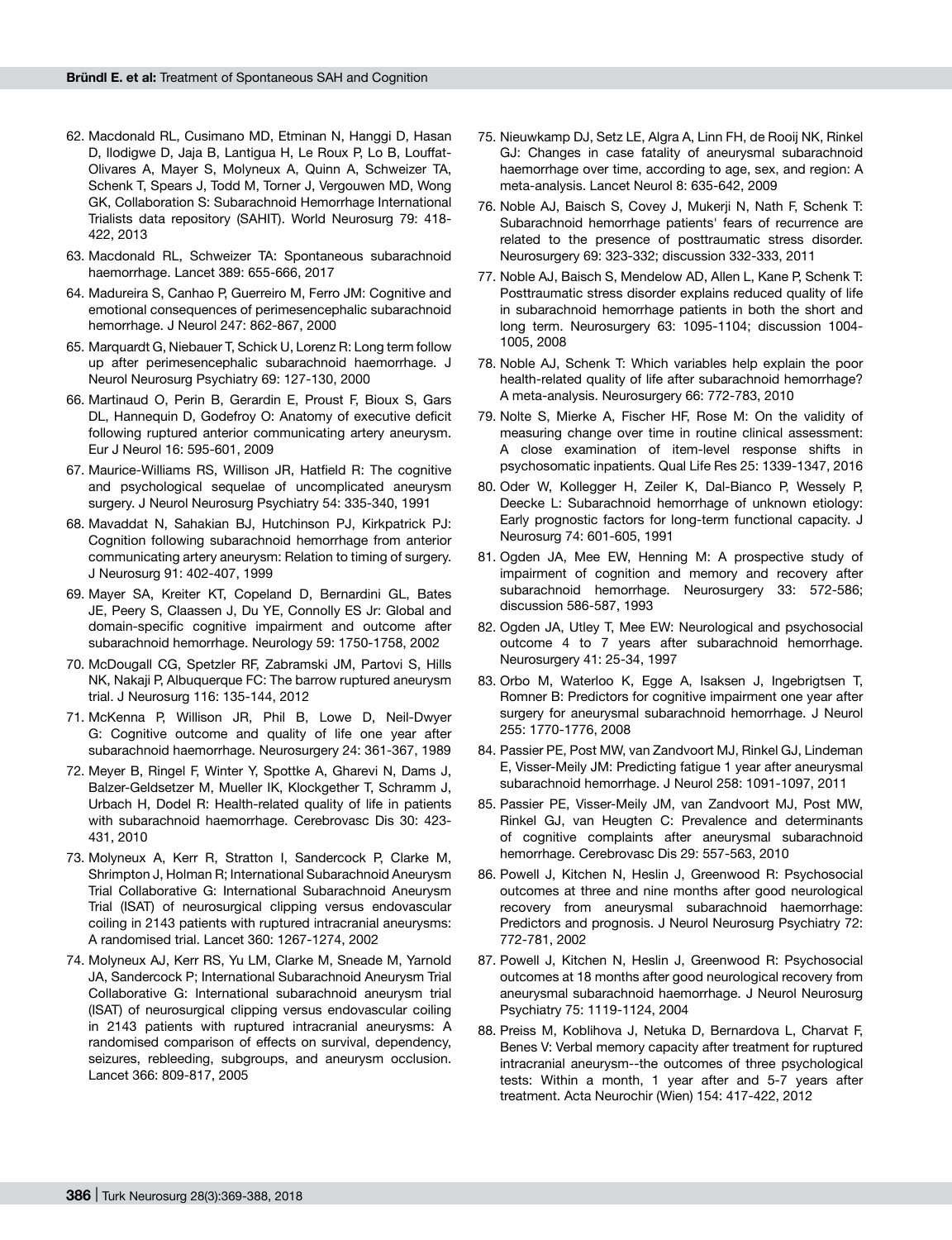62. Macdonald RL, Cusimano MD, Etminan N, Hanggi D, Hasan D, Ilodigwe D, Jaja B, Lantigua H, Le Roux P, Lo B, Louffat-Olivares A, Mayer S, Molyneux A, Quinn A, Schweizer TA, Schenk T, Spears J, Todd M, Torner J, Vergouwen MD, Wong GK, Collaboration S: Subarachnoid Hemorrhage International Trialists data repository (SAHIT). World Neurosurg 79: 418-422, 2013
63. Macdonald RL, Schweizer TA: Spontaneous subarachnoid haemorrhage. Lancet 389: 655-666, 2017
64. Madureira S, Canhao P, Guerreiro M, Ferro JM: Cognitive and emotional consequences of perimesencephalic subarachnoid hemorrhage. J Neurol 247: 862-867, 2000
65. Marquardt G, Niebauer T, Schick U, Lorenz R: Long term follow up after perimesencephalic subarachnoid haemorrhage. J Neurol Neurosurg Psychiatry 69: 127-130, 2000
66. Martinaud O, Perin B, Gerardin E, Proust F, Bioux S, Gars DL, Hannequin D, Godefroy O: Anatomy of executive deficit following ruptured anterior communicating artery aneurysm. Eur J Neurol 16: 595-601, 2009
67. Maurice-Williams RS, Willison JR, Hatfield R: The cognitive and psychological sequelae of uncomplicated aneurysm surgery. J Neurol Neurosurg Psychiatry 54: 335-340, 1991
68. Mavaddat N, Sahakian BJ, Hutchinson PJ, Kirkpatrick PJ: Cognition following subarachnoid hemorrhage from anterior communicating artery aneurysm: Relation to timing of surgery. J Neurosurg 91: 402-407, 1999
69. Mayer SA, Kreiter KT, Copeland D, Bernardini GL, Bates JE, Peery S, Claassen J, Du YE, Connolly ES Jr: Global and domain-specific cognitive impairment and outcome after subarachnoid hemorrhage. Neurology 59: 1750-1758, 2002
70. McDougall CG, Spetzler RF, Zabramski JM, Partovi S, Hills NK, Nakaji P, Albuquerque FC: The barrow ruptured aneurysm trial. J Neurosurg 116: 135-144, 2012
71. McKenna P, Willison JR, Phil B, Lowe D, Neil-Dwyer G: Cognitive outcome and quality of life one year after subarachnoid haemorrhage. Neurosurgery 24: 361-367, 1989
72. Meyer B, Ringel F, Winter Y, Spottke A, Gharevi N, Dams J, Balzer-Geldsetzer M, Mueller IK, Klockgether T, Schramm J, Urbach H, Dodel R: Health-related quality of life in patients with subarachnoid haemorrhage. Cerebrovasc Dis 30: 423-431, 2010
73. Molyneux A, Kerr R, Stratton I, Sandercock P, Clarke M, Shrimpton J, Holman R; International Subarachnoid Aneurysm Trial Collaborative G: International Subarachnoid Aneurysm Trial (ISAT) of neurosurgical clipping versus endovascular coiling in 2143 patients with ruptured intracranial aneurysms: A randomised trial. Lancet 360: 1267-1274, 2002
74. Molyneux AJ, Kerr RS, Yu LM, Clarke M, Sneade M, Yarnold JA, Sandercock P; International Subarachnoid Aneurysm Trial Collaborative G: International subarachnoid aneurysm trial (ISAT) of neurosurgical clipping versus endovascular coiling in 2143 patients with ruptured intracranial aneurysms: A randomised comparison of effects on survival, dependency, seizures, rebleeding, subgroups, and aneurysm occlusion. Lancet 366: 809-817, 2005
75. Nieuwkamp DJ, Setz LE, Algra A, Linn FH, de Rooij NK, Rinkel GJ: Changes in case fatality of aneurysmal subarachnoid haemorrhage over time, according to age, sex, and region: A meta-analysis. Lancet Neurol 8: 635-642, 2009
76. Noble AJ, Baisch S, Covey J, Mukerji N, Nath F, Schenk T: Subarachnoid hemorrhage patients' fears of recurrence are related to the presence of posttraumatic stress disorder. Neurosurgery 69: 323-332; discussion 332-333, 2011
77. Noble AJ, Baisch S, Mendelow AD, Allen L, Kane P, Schenk T: Posttraumatic stress disorder explains reduced quality of life in subarachnoid hemorrhage patients in both the short and long term. Neurosurgery 63: 1095-1104; discussion 1004-1005, 2008
78. Noble AJ, Schenk T: Which variables help explain the poor health-related quality of life after subarachnoid hemorrhage? A meta-analysis. Neurosurgery 66: 772-783, 2010
79. Nolte S, Mierke A, Fischer HF, Rose M: On the validity of measuring change over time in routine clinical assessment: A close examination of item-level response shifts in psychosomatic inpatients. Qual Life Res 25: 1339-1347, 2016
80. Oder W, Kollegger H, Zeiler K, Dal-Bianco P, Wessely P, Deecke L: Subarachnoid hemorrhage of unknown etiology: Early prognostic factors for long-term functional capacity. J Neurosurg 74: 601-605, 1991
81. Ogden JA, Mee EW, Henning M: A prospective study of impairment of cognition and memory and recovery after subarachnoid hemorrhage. Neurosurgery 33: 572-586; discussion 586-587, 1993
82. Ogden JA, Utley T, Mee EW: Neurological and psychosocial outcome 4 to 7 years after subarachnoid hemorrhage. Neurosurgery 41: 25-34, 1997
83. Orbo M, Waterloo K, Egge A, Isaksen J, Ingebrigtsen T, Romner B: Predictors for cognitive impairment one year after surgery for aneurysmal subarachnoid hemorrhage. J Neurol 255: 1770-1776, 2008
84. Passier PE, Post MW, van Zandvoort MJ, Rinkel GJ, Lindeman E, Visser-Meily JM: Predicting fatigue 1 year after aneurysmal subarachnoid hemorrhage. J Neurol 258: 1091-1097, 2011
85. Passier PE, Visser-Meily JM, van Zandvoort MJ, Post MW, Rinkel GJ, van Heugten C: Prevalence and determinants of cognitive complaints after aneurysmal subarachnoid hemorrhage. Cerebrovasc Dis 29: 557-563, 2010
86. Powell J, Kitchen N, Heslin J, Greenwood R: Psychosocial outcomes at three and nine months after good neurological recovery from aneurysmal subarachnoid haemorrhage: Predictors and prognosis. J Neurol Neurosurg Psychiatry 72: 772-781, 2002
87. Powell J, Kitchen N, Heslin J, Greenwood R: Psychosocial outcomes at 18 months after good neurological recovery from aneurysmal subarachnoid haemorrhage. J Neurol Neurosurg Psychiatry 75: 1119-1124, 2004
88. Preiss M, Koblihova J, Netuka D, Bernardova L, Charvat F, Benes V: Verbal memory capacity after treatment for ruptured intracranial aneurysm--the outcomes of three psychological tests: Within a month, 1 year after and 5-7 years after treatment. Acta Neurochir (Wien) 154: 417-422, 2012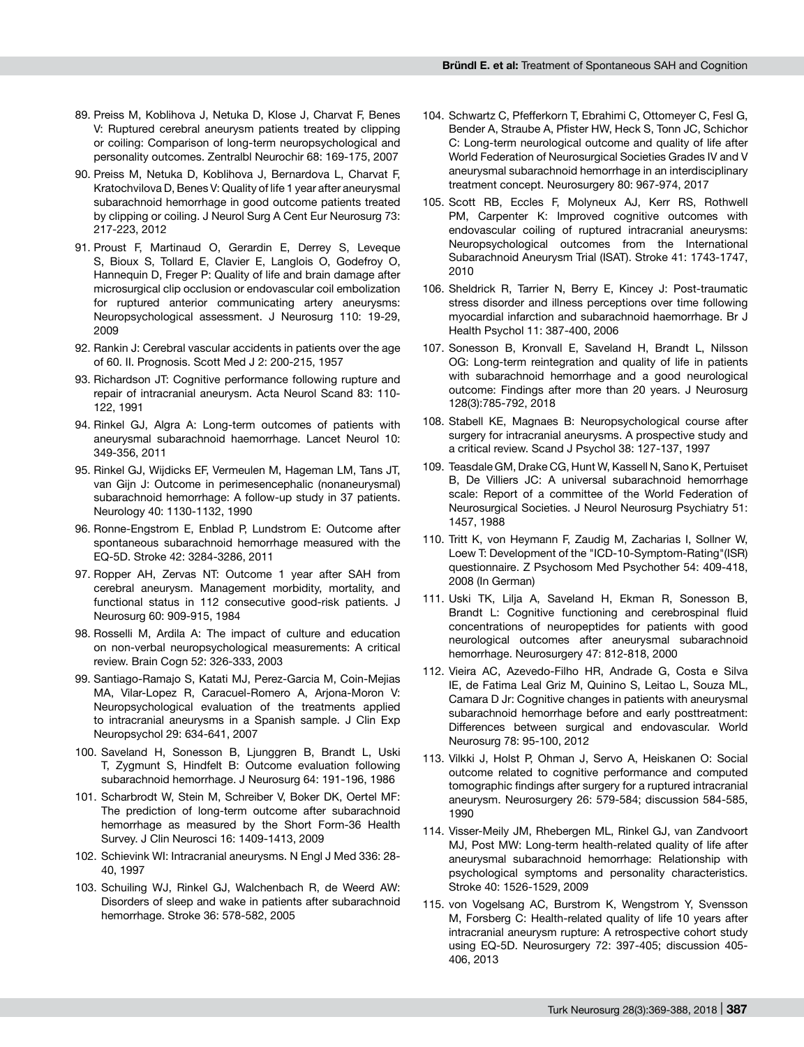89. Preiss M, Koblihova J, Netuka D, Klose J, Charvat F, Benes V: Ruptured cerebral aneurysm patients treated by clipping or coiling: Comparison of long-term neuropsychological and personality outcomes. Zentralbl Neurochir 68: 169-175, 2007

90. Preiss M, Netuka D, Koblihova J, Bernardova L, Charvat F, Kratochvilova D, Benes V: Quality of life 1 year after aneurysmal subarachnoid hemorrhage in good outcome patients treated by clipping or coiling. J Neurol Surg A Cent Eur Neurosurg 73: 217-223, 2012

91. Proust F, Martinaud O, Gerardin E, Derrey S, Leveque S, Bioux S, Tollard E, Clavier E, Langlois O, Godefroy O, Hannequin D, Freger P: Quality of life and brain damage after microsurgical clip occlusion or endovascular coil embolization for ruptured anterior communicating artery aneurysms: Neuropsychological assessment. J Neurosurg 110: 19-29, 2009

92. Rankin J: Cerebral vascular accidents in patients over the age of 60. II. Prognosis. Scott Med J 2: 200-215, 1957

93. Richardson JT: Cognitive performance following rupture and repair of intracranial aneurysm. Acta Neurol Scand 83: 110-122, 1991

94. Rinkel GJ, Algra A: Long-term outcomes of patients with aneurysmal subarachnoid haemorrhage. Lancet Neurol 10: 349-356, 2011

95. Rinkel GJ, Wijdicks EF, Vermeulen M, Hageman LM, Tans JT, van Gijn J: Outcome in perimesencephalic (nonaneurysmal) subarachnoid hemorrhage: A follow-up study in 37 patients. Neurology 40: 1130-1132, 1990

96. Ronne-Engstrom E, Enblad P, Lundstrom E: Outcome after spontaneous subarachnoid hemorrhage measured with the EQ-5D. Stroke 42: 3284-3286, 2011

97. Ropper AH, Zervas NT: Outcome 1 year after SAH from cerebral aneurysm. Management morbidity, mortality, and functional status in 112 consecutive good-risk patients. J Neurosurg 60: 909-915, 1984

98. Rosselli M, Ardila A: The impact of culture and education on non-verbal neuropsychological measurements: A critical review. Brain Cogn 52: 326-333, 2003

99. Santiago-Ramajo S, Katati MJ, Perez-Garcia M, Coin-Mejias MA, Vilar-Lopez R, Caracuel-Romero A, Arjona-Moron V: Neuropsychological evaluation of the treatments applied to intracranial aneurysms in a Spanish sample. J Clin Exp Neuropsychol 29: 634-641, 2007

100. Saveland H, Sonesson B, Ljunggren B, Brandt L, Uski T, Zygmunt S, Hindfelt B: Outcome evaluation following subarachnoid hemorrhage. J Neurosurg 64: 191-196, 1986

101. Scharbrodt W, Stein M, Schreiber V, Boker DK, Oertel MF: The prediction of long-term outcome after subarachnoid hemorrhage as measured by the Short Form-36 Health Survey. J Clin Neurosci 16: 1409-1413, 2009

102. Schievink WI: Intracranial aneurysms. N Engl J Med 336: 28-40, 1997

103. Schuiling WJ, Rinkel GJ, Walchenbach R, de Weerd AW: Disorders of sleep and wake in patients after subarachnoid hemorrhage. Stroke 36: 578-582, 2005

104. Schwartz C, Pfefferkorn T, Ebrahimi C, Ottomeyer C, Fesl G, Bender A, Straube A, Pfister HW, Heck S, Tonn JC, Schichor C: Long-term neurological outcome and quality of life after World Federation of Neurosurgical Societies Grades IV and V aneurysmal subarachnoid hemorrhage in an interdisciplinary treatment concept. Neurosurgery 80: 967-974, 2017

105. Scott RB, Eccles F, Molyneux AJ, Kerr RS, Rothwell PM, Carpenter K: Improved cognitive outcomes with endovascular coiling of ruptured intracranial aneurysms: Neuropsychological outcomes from the International Subarachnoid Aneurysm Trial (ISAT). Stroke 41: 1743-1747, 2010

106. Sheldrick R, Tarrier N, Berry E, Kincey J: Post-traumatic stress disorder and illness perceptions over time following myocardial infarction and subarachnoid haemorrhage. Br J Health Psychol 11: 387-400, 2006

107. Sonesson B, Kronvall E, Saveland H, Brandt L, Nilsson OG: Long-term reintegration and quality of life in patients with subarachnoid hemorrhage and a good neurological outcome: Findings after more than 20 years. J Neurosurg 128(3):785-792, 2018

108. Stabell KE, Magnaes B: Neuropsychological course after surgery for intracranial aneurysms. A prospective study and a critical review. Scand J Psychol 38: 127-137, 1997

109. Teasdale GM, Drake CG, Hunt W, Kassell N, Sano K, Pertuiset B, De Villiers JC: A universal subarachnoid hemorrhage scale: Report of a committee of the World Federation of Neurosurgical Societies. J Neurol Neurosurg Psychiatry 51: 1457, 1988

110. Tritt K, von Heymann F, Zaudig M, Zacharias I, Sollner W, Loew T: Development of the "ICD-10-Symptom-Rating"(ISR) questionnaire. Z Psychosom Med Psychother 54: 409-418, 2008 (In German)

111. Uski TK, Lilja A, Saveland H, Ekman R, Sonesson B, Brandt L: Cognitive functioning and cerebrospinal fluid concentrations of neuropeptides for patients with good neurological outcomes after aneurysmal subarachnoid hemorrhage. Neurosurgery 47: 812-818, 2000

112. Vieira AC, Azevedo-Filho HR, Andrade G, Costa e Silva IE, de Fatima Leal Griz M, Quinino S, Leitao L, Souza ML, Camara D Jr: Cognitive changes in patients with aneurysmal subarachnoid hemorrhage before and early posttreatment: Differences between surgical and endovascular. World Neurosurg 78: 95-100, 2012

113. Vilkki J, Holst P, Ohman J, Servo A, Heiskanen O: Social outcome related to cognitive performance and computed tomographic findings after surgery for a ruptured intracranial aneurysm. Neurosurgery 26: 579-584; discussion 584-585, 1990

114. Visser-Meily JM, Rhebergen ML, Rinkel GJ, van Zandvoort MJ, Post MW: Long-term health-related quality of life after aneurysmal subarachnoid hemorrhage: Relationship with psychological symptoms and personality characteristics. Stroke 40: 1526-1529, 2009

115. von Vogelsang AC, Burstrom K, Wengstrom Y, Svensson M, Forsberg C: Health-related quality of life 10 years after intracranial aneurysm rupture: A retrospective cohort study using EQ-5D. Neurosurgery 72: 397-405; discussion 405-406, 2013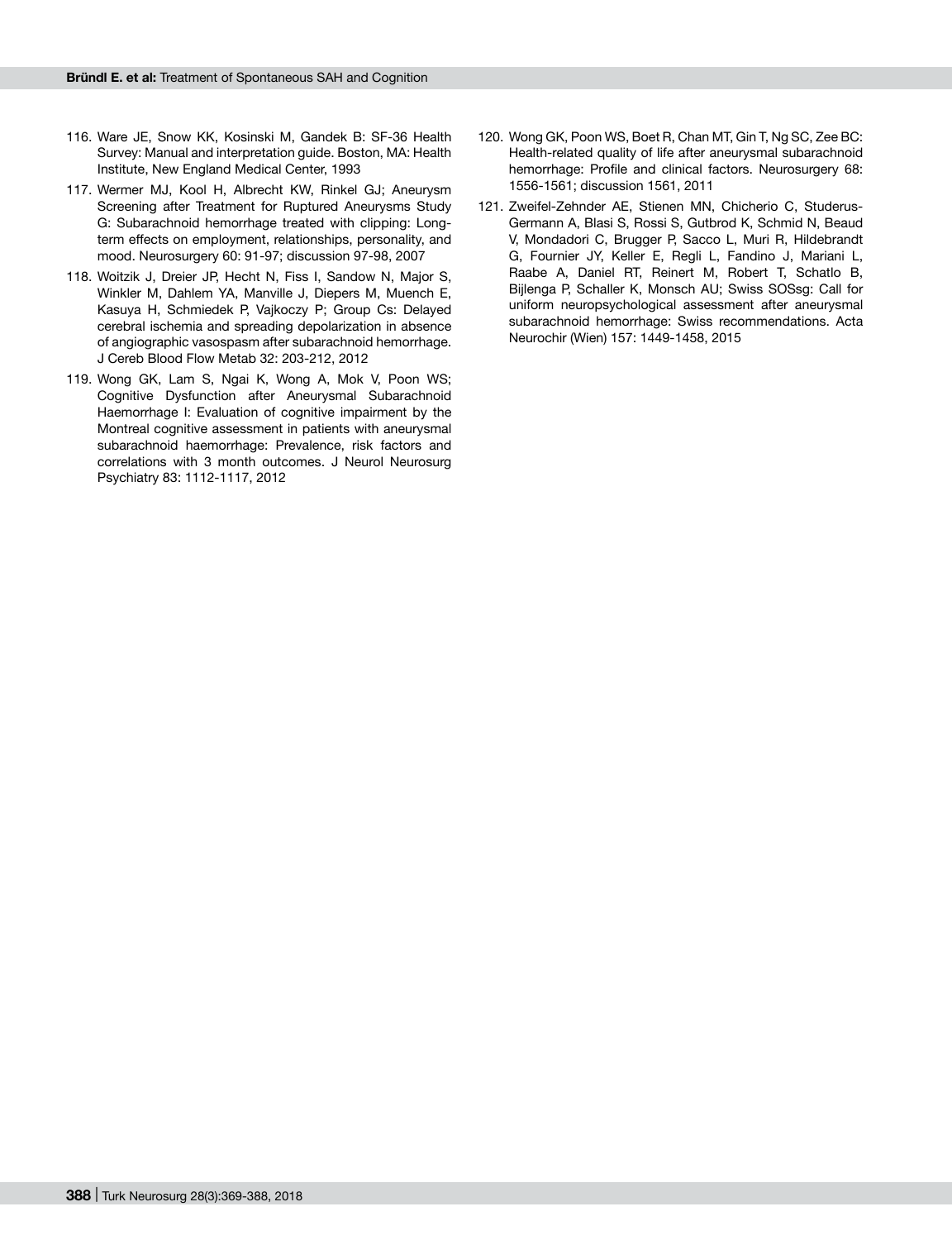116. Ware JE, Snow KK, Kosinski M, Gandek B: SF-36 Health Survey: Manual and interpretation guide. Boston, MA: Health Institute, New England Medical Center, 1993

117. Wermer MJ, Kool H, Albrecht KW, Rinkel GJ; Aneurysm Screening after Treatment for Ruptured Aneurysms Study G: Subarachnoid hemorrhage treated with clipping: Long-term effects on employment, relationships, personality, and mood. Neurosurgery 60: 91-97; discussion 97-98, 2007

118. Woitzik J, Dreier JP, Hecht N, Fiss I, Sandow N, Major S, Winkler M, Dahlem YA, Manville J, Diepers M, Muench E, Kasuya H, Schmiedek P, Vajkoczy P; Group Cs: Delayed cerebral ischemia and spreading depolarization in absence of angiographic vasospasm after subarachnoid hemorrhage. J Cereb Blood Flow Metab 32: 203-212, 2012

119. Wong GK, Lam S, Ngai K, Wong A, Mok V, Poon WS; Cognitive Dysfunction after Aneurysmal Subarachnoid Haemorrhage I: Evaluation of cognitive impairment by the Montreal cognitive assessment in patients with aneurysmal subarachnoid haemorrhage: Prevalence, risk factors and correlations with 3 month outcomes. J Neurol Neurosurg Psychiatry 83: 1112-1117, 2012

120. Wong GK, Poon WS, Boet R, Chan MT, Gin T, Ng SC, Zee BC: Health-related quality of life after aneurysmal subarachnoid hemorrhage: Profile and clinical factors. Neurosurgery 68: 1556-1561; discussion 1561, 2011

121. Zweifel-Zehnder AE, Stienen MN, Chicherio C, Studerus-Germann A, Blasi S, Rossi S, Gutbrod K, Schmid N, Beaud V, Mondadori C, Brugger P, Sacco L, Muri R, Hildebrandt G, Fournier JY, Keller E, Regli L, Fandino J, Mariani L, Raabe A, Daniel RT, Reinert M, Robert T, Schatlo B, Bijlenga P, Schaller K, Monsch AU; Swiss SOSsg: Call for uniform neuropsychological assessment after aneurysmal subarachnoid hemorrhage: Swiss recommendations. Acta Neurochir (Wien) 157: 1449-1458, 2015